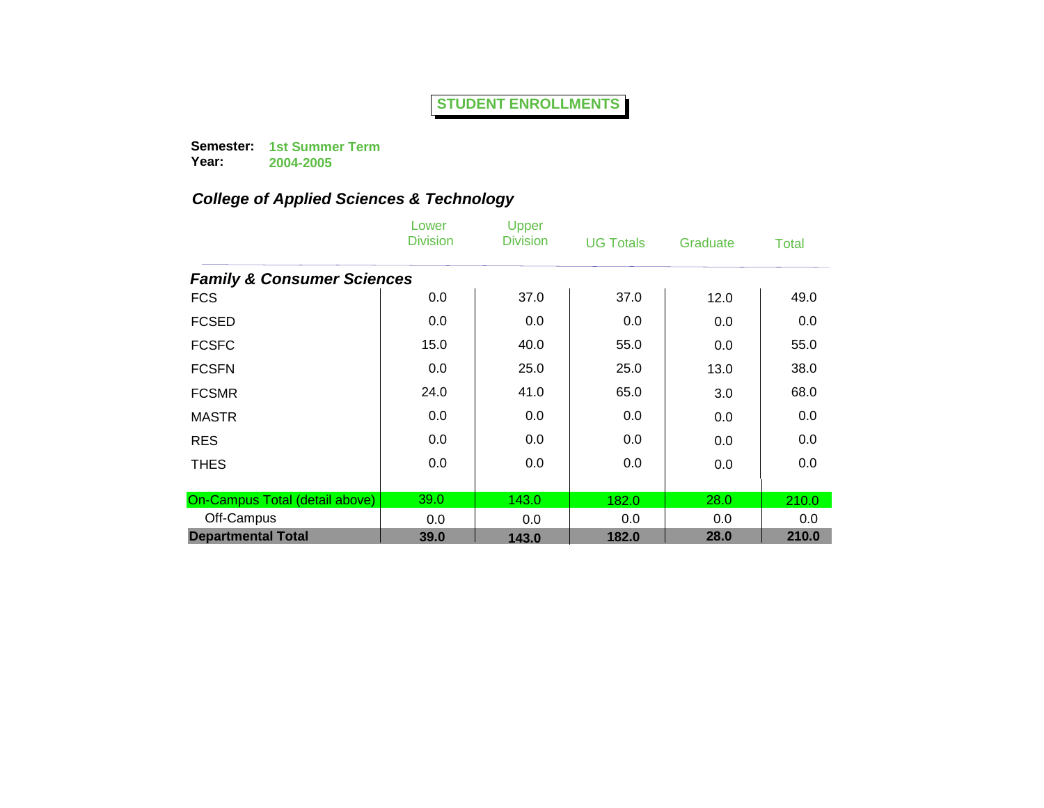# STUDENT ENROLLMENTS

**Semester:** **1st Summer Term**
**Year:** **2004-2005**

## *College of Applied Sciences & Technology*

| | Lower Division | Upper Division | UG Totals | Graduate | Total |
|---|---|---|---|---|---|
| ***Family & Consumer Sciences*** | | | | | |
| FCS | 0.0 | 37.0 | 37.0 | 12.0 | 49.0 |
| FCSED | 0.0 | 0.0 | 0.0 | 0.0 | 0.0 |
| FCSFC | 15.0 | 40.0 | 55.0 | 0.0 | 55.0 |
| FCSFN | 0.0 | 25.0 | 25.0 | 13.0 | 38.0 |
| FCSMR | 24.0 | 41.0 | 65.0 | 3.0 | 68.0 |
| MASTR | 0.0 | 0.0 | 0.0 | 0.0 | 0.0 |
| RES | 0.0 | 0.0 | 0.0 | 0.0 | 0.0 |
| THES | 0.0 | 0.0 | 0.0 | 0.0 | 0.0 |
| On-Campus Total (detail above) | 39.0 | 143.0 | 182.0 | 28.0 | 210.0 |
| Off-Campus | 0.0 | 0.0 | 0.0 | 0.0 | 0.0 |
| **Departmental Total** | **39.0** | **143.0** | **182.0** | **28.0** | **210.0** |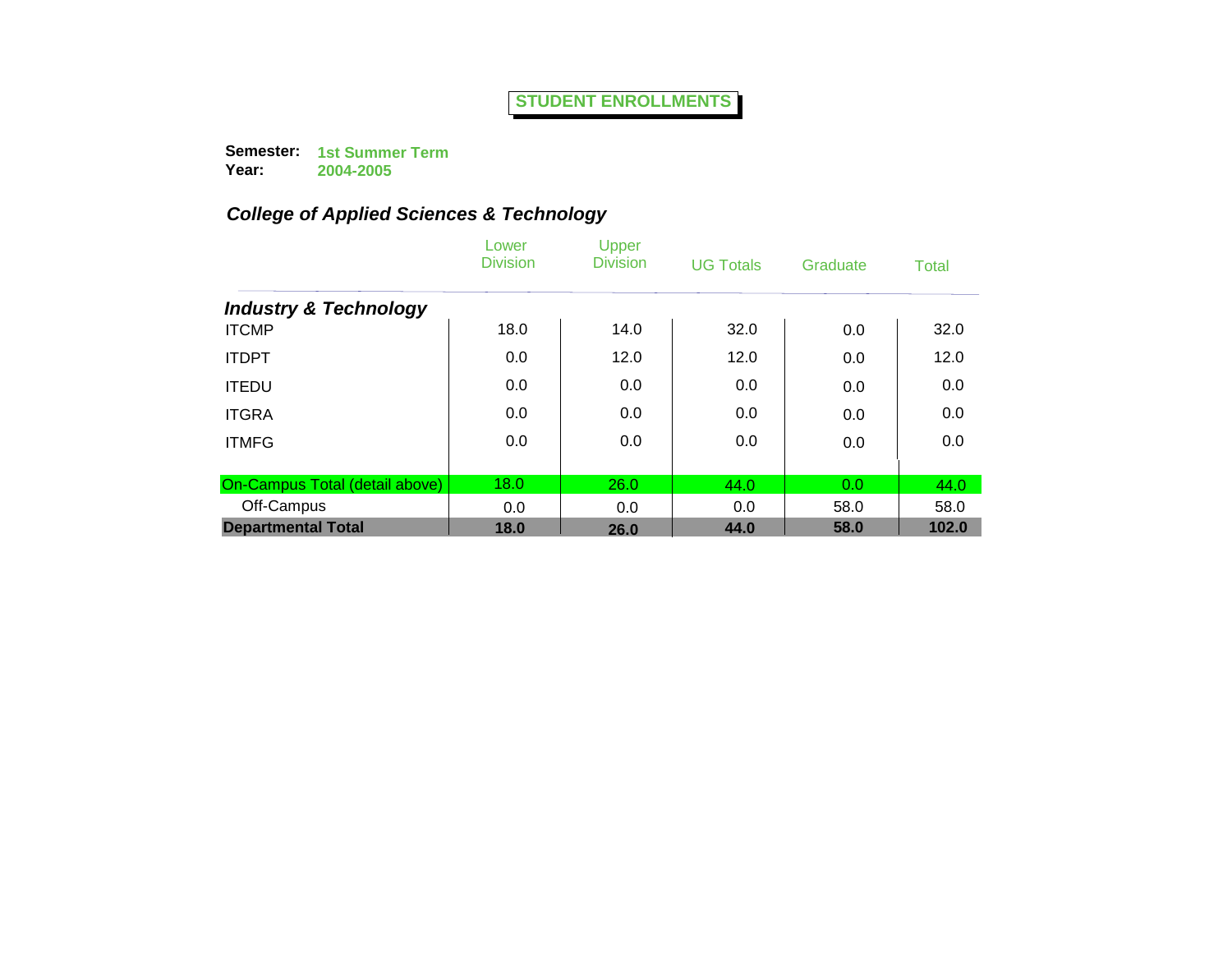# STUDENT ENROLLMENTS

**Semester:** **1st Summer Term**
**Year:** **2004-2005**

## *College of Applied Sciences & Technology*

| | Lower Division | Upper Division | UG Totals | Graduate | Total |
|---|---|---|---|---|---|
| ***Industry & Technology*** | | | | | |
| ITCMP | 18.0 | 14.0 | 32.0 | 0.0 | 32.0 |
| ITDPT | 0.0 | 12.0 | 12.0 | 0.0 | 12.0 |
| ITEDU | 0.0 | 0.0 | 0.0 | 0.0 | 0.0 |
| ITGRA | 0.0 | 0.0 | 0.0 | 0.0 | 0.0 |
| ITMFG | 0.0 | 0.0 | 0.0 | 0.0 | 0.0 |
| On-Campus Total (detail above) | 18.0 | 26.0 | 44.0 | 0.0 | 44.0 |
| Off-Campus | 0.0 | 0.0 | 0.0 | 58.0 | 58.0 |
| **Departmental Total** | **18.0** | **26.0** | **44.0** | **58.0** | **102.0** |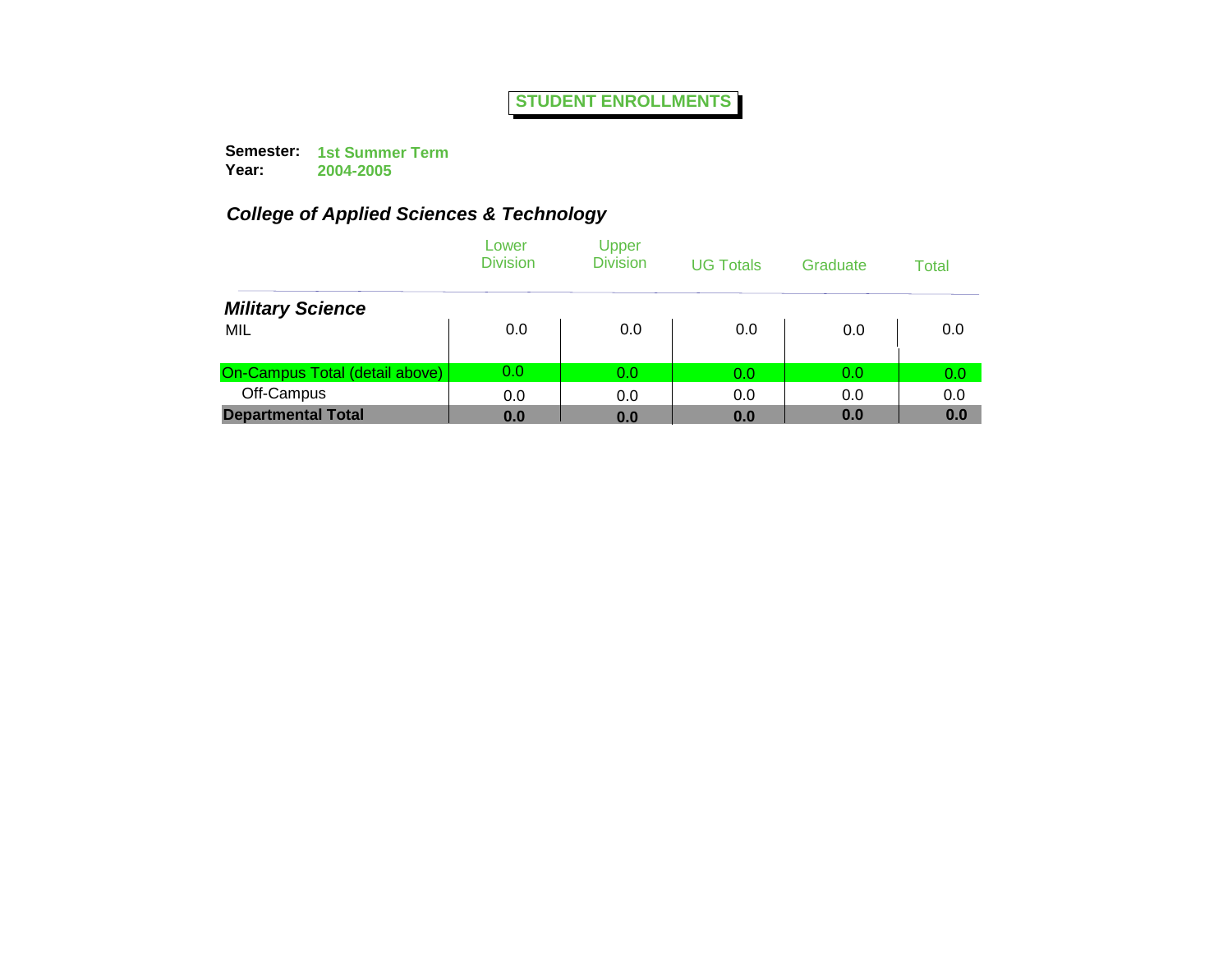# STUDENT ENROLLMENTS

**Semester:** **1st Summer Term**
**Year:** **2004-2005**

## *College of Applied Sciences & Technology*

| | Lower Division | Upper Division | UG Totals | Graduate | Total |
|---|---|---|---|---|---|
| ***Military Science*** | | | | | |
| MIL | 0.0 | 0.0 | 0.0 | 0.0 | 0.0 |
| On-Campus Total (detail above) | 0.0 | 0.0 | 0.0 | 0.0 | 0.0 |
| Off-Campus | 0.0 | 0.0 | 0.0 | 0.0 | 0.0 |
| **Departmental Total** | **0.0** | **0.0** | **0.0** | **0.0** | **0.0** |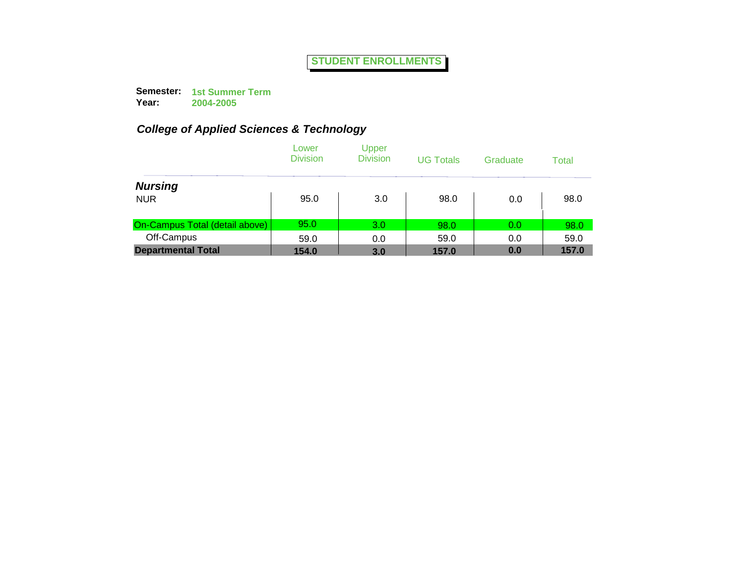# STUDENT ENROLLMENTS

**Semester:** **1st Summer Term**
**Year:** **2004-2005**

### *College of Applied Sciences & Technology*

| | Lower Division | Upper Division | UG Totals | Graduate | Total |
|---|---|---|---|---|---|
| ***Nursing*** | | | | | |
| NUR | 95.0 | 3.0 | 98.0 | 0.0 | 98.0 |
| On-Campus Total (detail above) | 95.0 | 3.0 | 98.0 | 0.0 | 98.0 |
| Off-Campus | 59.0 | 0.0 | 59.0 | 0.0 | 59.0 |
| **Departmental Total** | **154.0** | **3.0** | **157.0** | **0.0** | **157.0** |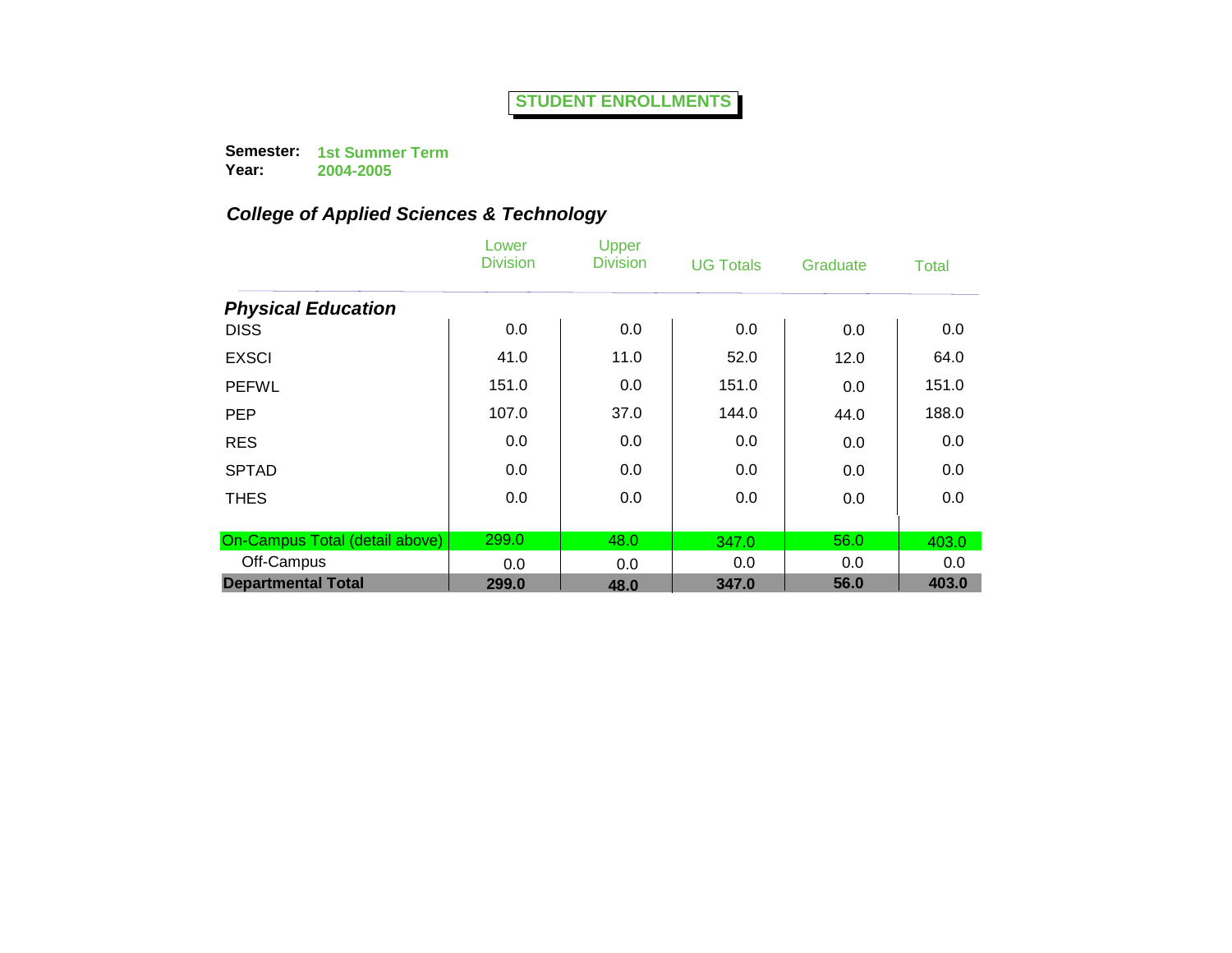**STUDENT ENROLLMENTS**

**Semester:** 1st Summer Term
**Year:** 2004-2005

### *College of Applied Sciences & Technology*

| | Lower Division | Upper Division | UG Totals | Graduate | Total |
|---|---|---|---|---|---|
| ***Physical Education*** | | | | | |
| DISS | 0.0 | 0.0 | 0.0 | 0.0 | 0.0 |
| EXSCI | 41.0 | 11.0 | 52.0 | 12.0 | 64.0 |
| PEFWL | 151.0 | 0.0 | 151.0 | 0.0 | 151.0 |
| PEP | 107.0 | 37.0 | 144.0 | 44.0 | 188.0 |
| RES | 0.0 | 0.0 | 0.0 | 0.0 | 0.0 |
| SPTAD | 0.0 | 0.0 | 0.0 | 0.0 | 0.0 |
| THES | 0.0 | 0.0 | 0.0 | 0.0 | 0.0 |
| On-Campus Total (detail above) | 299.0 | 48.0 | 347.0 | 56.0 | 403.0 |
| Off-Campus | 0.0 | 0.0 | 0.0 | 0.0 | 0.0 |
| **Departmental Total** | **299.0** | **48.0** | **347.0** | **56.0** | **403.0** |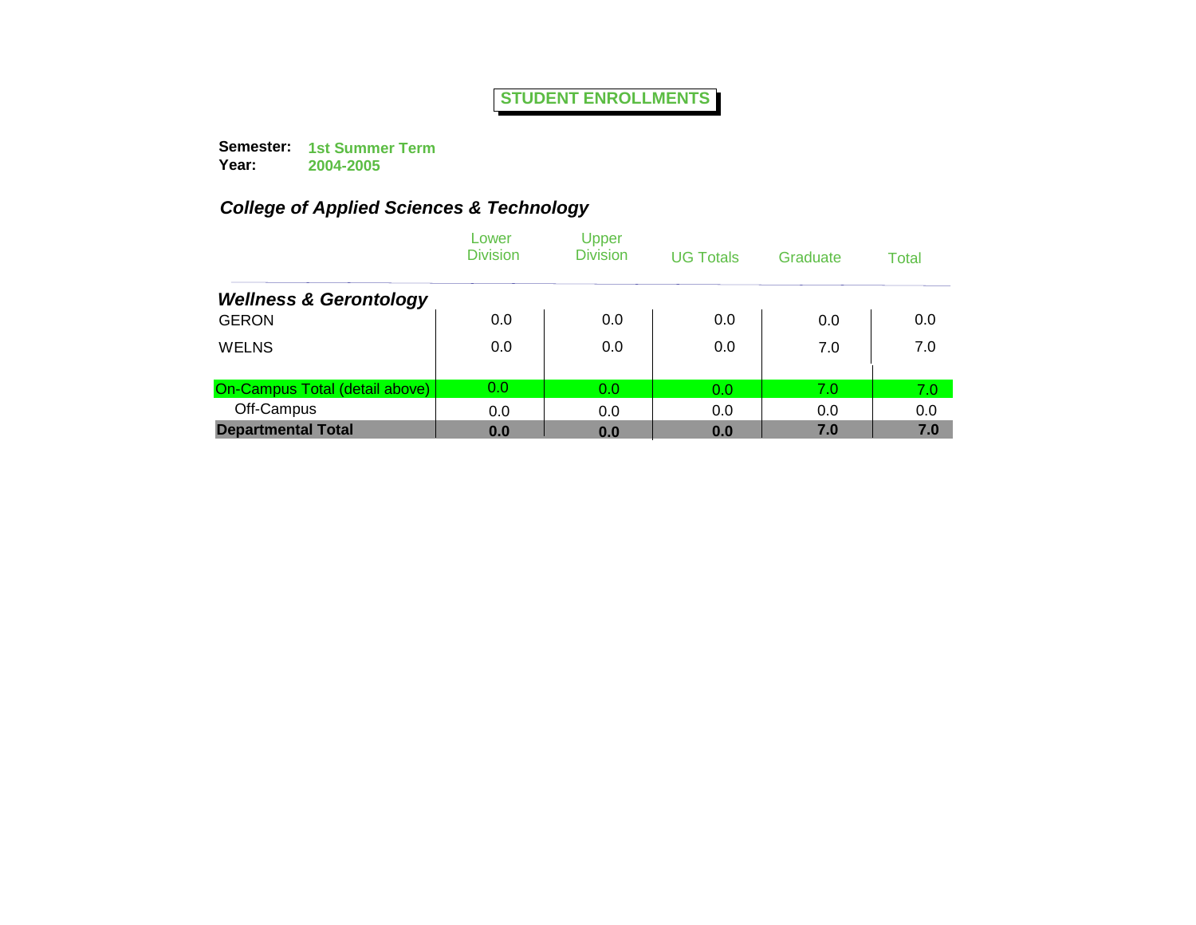# STUDENT ENROLLMENTS

**Semester:** **1st Summer Term**
**Year:** **2004-2005**

## *College of Applied Sciences & Technology*

| | Lower Division | Upper Division | UG Totals | Graduate | Total |
|---|---|---|---|---|---|
| ***Wellness & Gerontology*** | | | | | |
| GERON | 0.0 | 0.0 | 0.0 | 0.0 | 0.0 |
| WELNS | 0.0 | 0.0 | 0.0 | 7.0 | 7.0 |
| On-Campus Total (detail above) | 0.0 | 0.0 | 0.0 | 7.0 | 7.0 |
| Off-Campus | 0.0 | 0.0 | 0.0 | 0.0 | 0.0 |
| **Departmental Total** | **0.0** | **0.0** | **0.0** | **7.0** | **7.0** |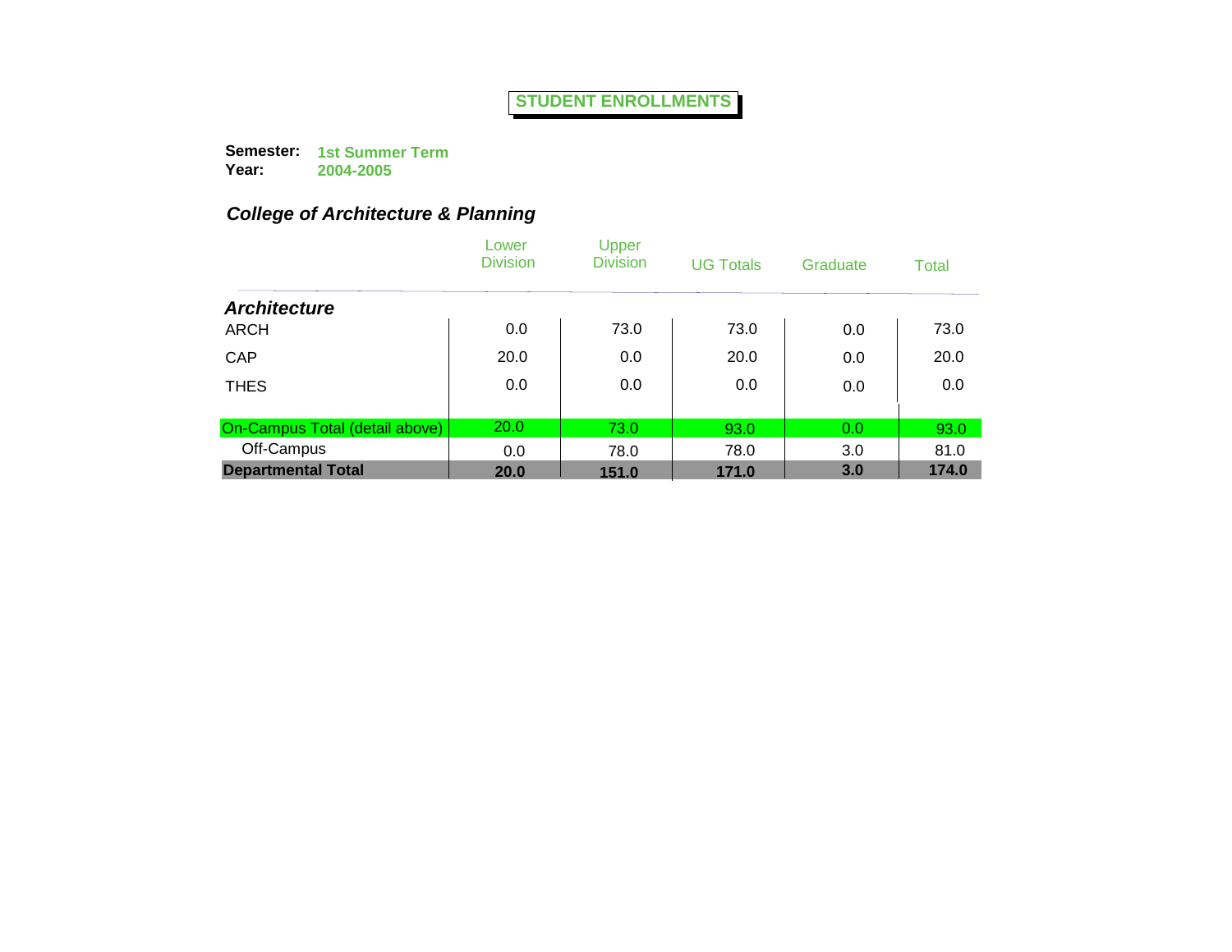# STUDENT ENROLLMENTS

**Semester:** **1st Summer Term**
**Year:** **2004-2005**

## *College of Architecture & Planning*

| | Lower Division | Upper Division | UG Totals | Graduate | Total |
|---|---|---|---|---|---|
| ***Architecture*** | | | | | |
| ARCH | 0.0 | 73.0 | 73.0 | 0.0 | 73.0 |
| CAP | 20.0 | 0.0 | 20.0 | 0.0 | 20.0 |
| THES | 0.0 | 0.0 | 0.0 | 0.0 | 0.0 |
| On-Campus Total (detail above) | 20.0 | 73.0 | 93.0 | 0.0 | 93.0 |
| Off-Campus | 0.0 | 78.0 | 78.0 | 3.0 | 81.0 |
| **Departmental Total** | **20.0** | **151.0** | **171.0** | **3.0** | **174.0** |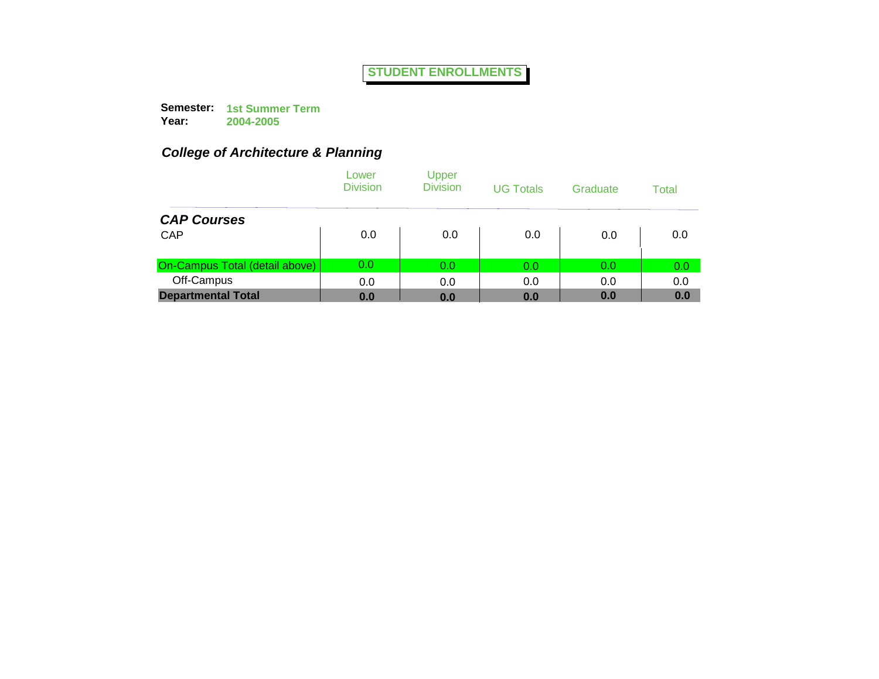# STUDENT ENROLLMENTS

**Semester:** **1st Summer Term**
**Year:** **2004-2005**

## *College of Architecture & Planning*

| | Lower Division | Upper Division | UG Totals | Graduate | Total |
|---|---|---|---|---|---|
| ***CAP Courses*** | | | | | |
| CAP | 0.0 | 0.0 | 0.0 | 0.0 | 0.0 |
| On-Campus Total (detail above) | 0.0 | 0.0 | 0.0 | 0.0 | 0.0 |
| Off-Campus | 0.0 | 0.0 | 0.0 | 0.0 | 0.0 |
| **Departmental Total** | **0.0** | **0.0** | **0.0** | **0.0** | **0.0** |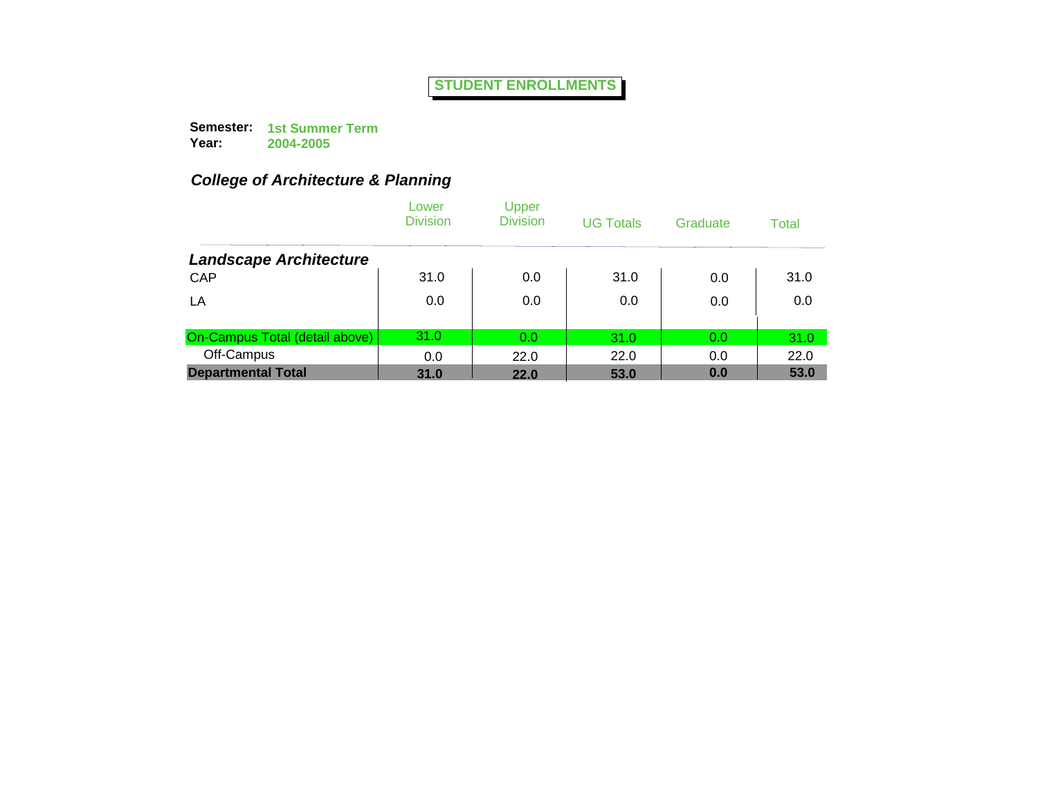# STUDENT ENROLLMENTS

**Semester:** **1st Summer Term**
**Year:** **2004-2005**

## *College of Architecture & Planning*

| | Lower Division | Upper Division | UG Totals | Graduate | Total |
|---|---|---|---|---|---|
| ***Landscape Architecture*** | | | | | |
| CAP | 31.0 | 0.0 | 31.0 | 0.0 | 31.0 |
| LA | 0.0 | 0.0 | 0.0 | 0.0 | 0.0 |
| On-Campus Total (detail above) | 31.0 | 0.0 | 31.0 | 0.0 | 31.0 |
| Off-Campus | 0.0 | 22.0 | 22.0 | 0.0 | 22.0 |
| **Departmental Total** | **31.0** | **22.0** | **53.0** | **0.0** | **53.0** |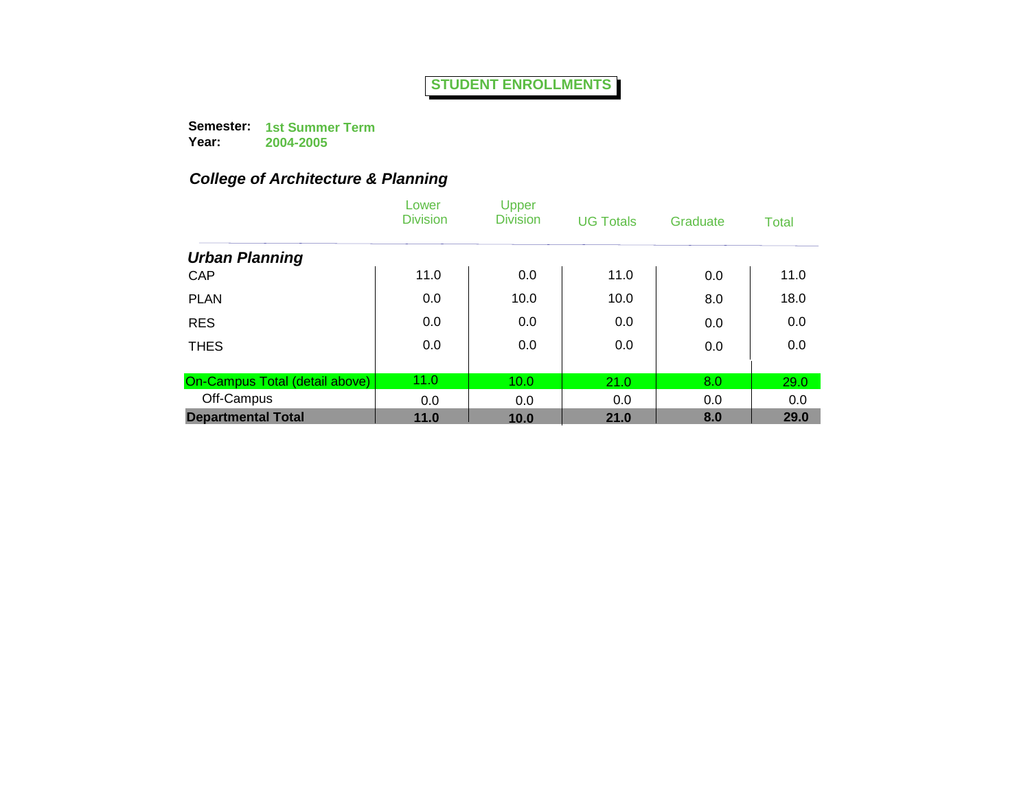# STUDENT ENROLLMENTS

**Semester:** **1st Summer Term**
**Year:** **2004-2005**

## *College of Architecture & Planning*

| | Lower Division | Upper Division | UG Totals | Graduate | Total |
|---|---|---|---|---|---|
| ***Urban Planning*** | | | | | |
| CAP | 11.0 | 0.0 | 11.0 | 0.0 | 11.0 |
| PLAN | 0.0 | 10.0 | 10.0 | 8.0 | 18.0 |
| RES | 0.0 | 0.0 | 0.0 | 0.0 | 0.0 |
| THES | 0.0 | 0.0 | 0.0 | 0.0 | 0.0 |
| On-Campus Total (detail above) | 11.0 | 10.0 | 21.0 | 8.0 | 29.0 |
| Off-Campus | 0.0 | 0.0 | 0.0 | 0.0 | 0.0 |
| **Departmental Total** | **11.0** | **10.0** | **21.0** | **8.0** | **29.0** |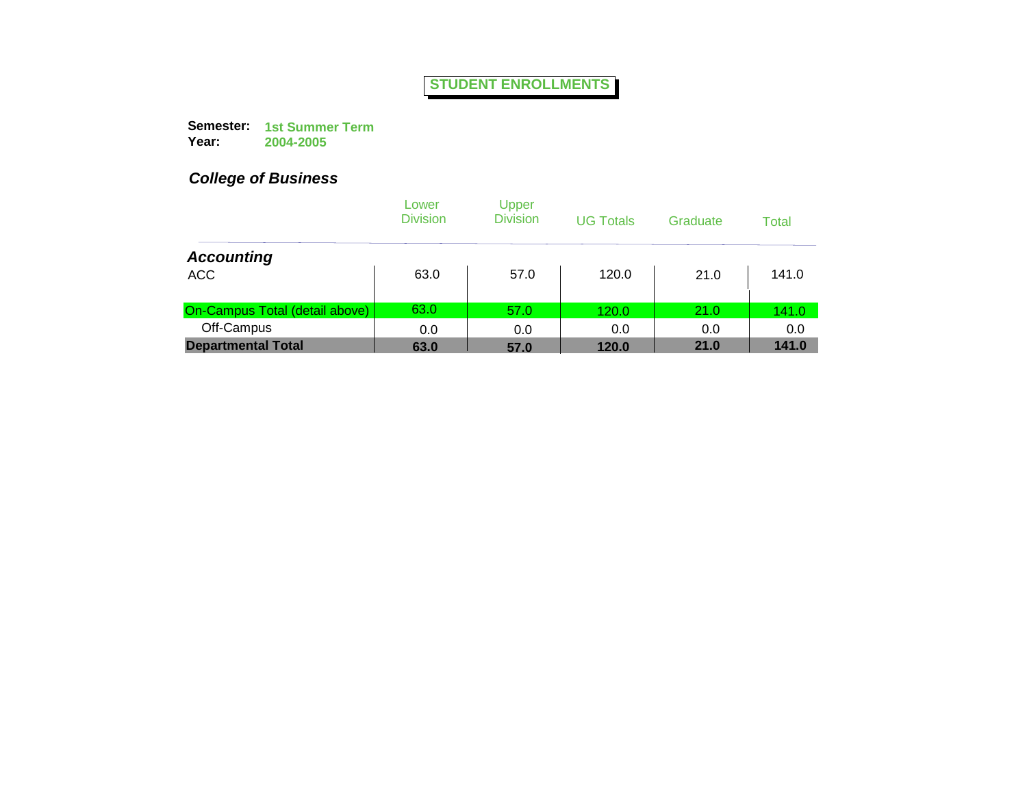# STUDENT ENROLLMENTS

**Semester:** **1st Summer Term**
**Year:** **2004-2005**

## *College of Business*

| | Lower Division | Upper Division | UG Totals | Graduate | Total |
|---|---|---|---|---|---|
| ***Accounting*** | | | | | |
| ACC | 63.0 | 57.0 | 120.0 | 21.0 | 141.0 |
| On-Campus Total (detail above) | 63.0 | 57.0 | 120.0 | 21.0 | 141.0 |
| Off-Campus | 0.0 | 0.0 | 0.0 | 0.0 | 0.0 |
| **Departmental Total** | **63.0** | **57.0** | **120.0** | **21.0** | **141.0** |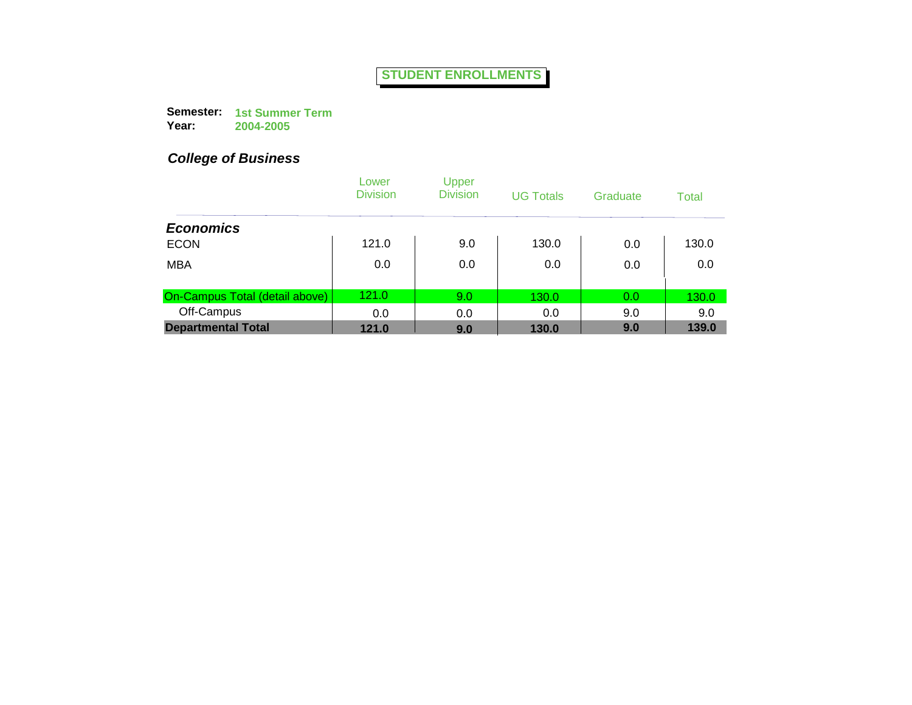# STUDENT ENROLLMENTS

**Semester:** **1st Summer Term**
**Year:** **2004-2005**

## *College of Business*

| | Lower Division | Upper Division | UG Totals | Graduate | Total |
|---|---|---|---|---|---|
| ***Economics*** | | | | | |
| ECON | 121.0 | 9.0 | 130.0 | 0.0 | 130.0 |
| MBA | 0.0 | 0.0 | 0.0 | 0.0 | 0.0 |
| On-Campus Total (detail above) | 121.0 | 9.0 | 130.0 | 0.0 | 130.0 |
| Off-Campus | 0.0 | 0.0 | 0.0 | 9.0 | 9.0 |
| **Departmental Total** | **121.0** | **9.0** | **130.0** | **9.0** | **139.0** |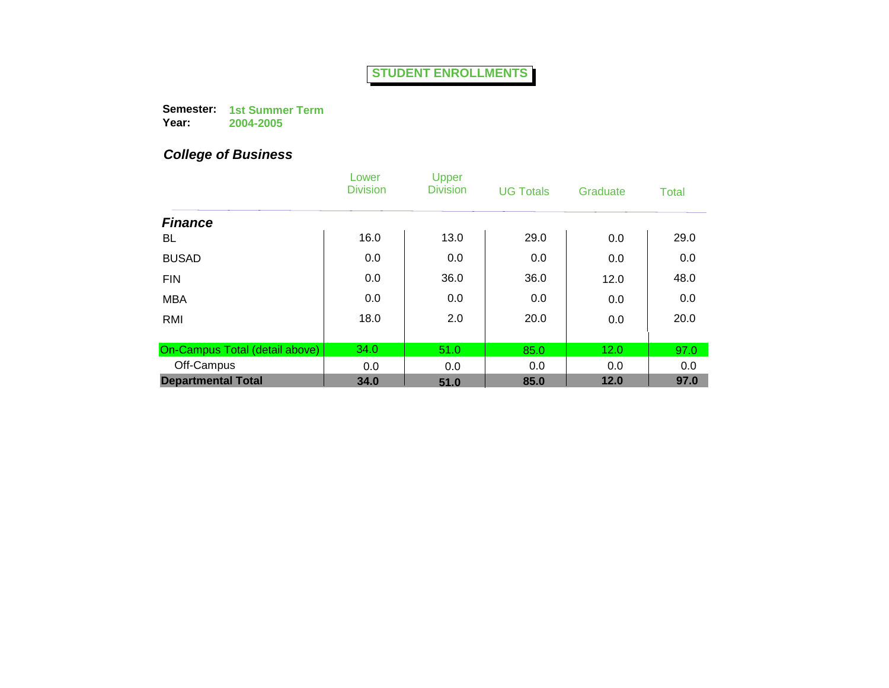# STUDENT ENROLLMENTS

**Semester:** **1st Summer Term**
**Year:** **2004-2005**

## *College of Business*

| | Lower Division | Upper Division | UG Totals | Graduate | Total |
|---|---|---|---|---|---|
| ***Finance*** | | | | | |
| BL | 16.0 | 13.0 | 29.0 | 0.0 | 29.0 |
| BUSAD | 0.0 | 0.0 | 0.0 | 0.0 | 0.0 |
| FIN | 0.0 | 36.0 | 36.0 | 12.0 | 48.0 |
| MBA | 0.0 | 0.0 | 0.0 | 0.0 | 0.0 |
| RMI | 18.0 | 2.0 | 20.0 | 0.0 | 20.0 |
| On-Campus Total (detail above) | 34.0 | 51.0 | 85.0 | 12.0 | 97.0 |
| Off-Campus | 0.0 | 0.0 | 0.0 | 0.0 | 0.0 |
| **Departmental Total** | **34.0** | **51.0** | **85.0** | **12.0** | **97.0** |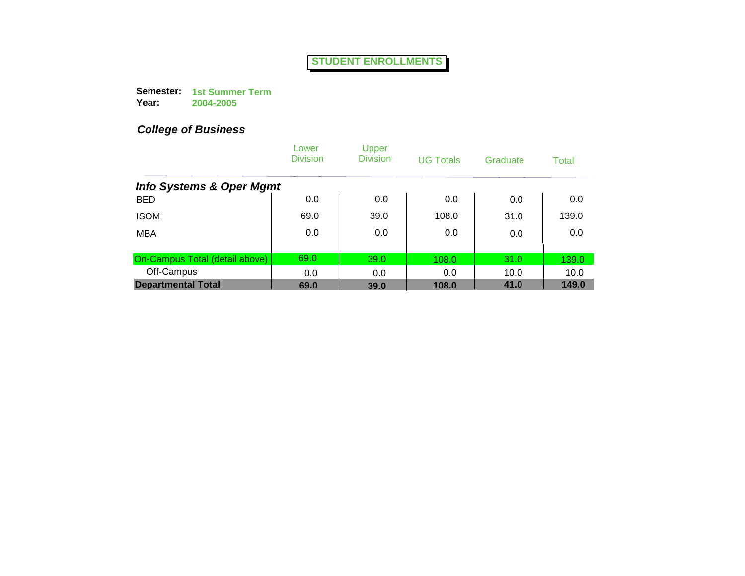# STUDENT ENROLLMENTS

**Semester:** **1st Summer Term**
**Year:** **2004-2005**

## *College of Business*

| | Lower Division | Upper Division | UG Totals | Graduate | Total |
|---|---|---|---|---|---|
| ***Info Systems & Oper Mgmt*** | | | | | |
| BED | 0.0 | 0.0 | 0.0 | 0.0 | 0.0 |
| ISOM | 69.0 | 39.0 | 108.0 | 31.0 | 139.0 |
| MBA | 0.0 | 0.0 | 0.0 | 0.0 | 0.0 |
| On-Campus Total (detail above) | 69.0 | 39.0 | 108.0 | 31.0 | 139.0 |
| Off-Campus | 0.0 | 0.0 | 0.0 | 10.0 | 10.0 |
| **Departmental Total** | **69.0** | **39.0** | **108.0** | **41.0** | **149.0** |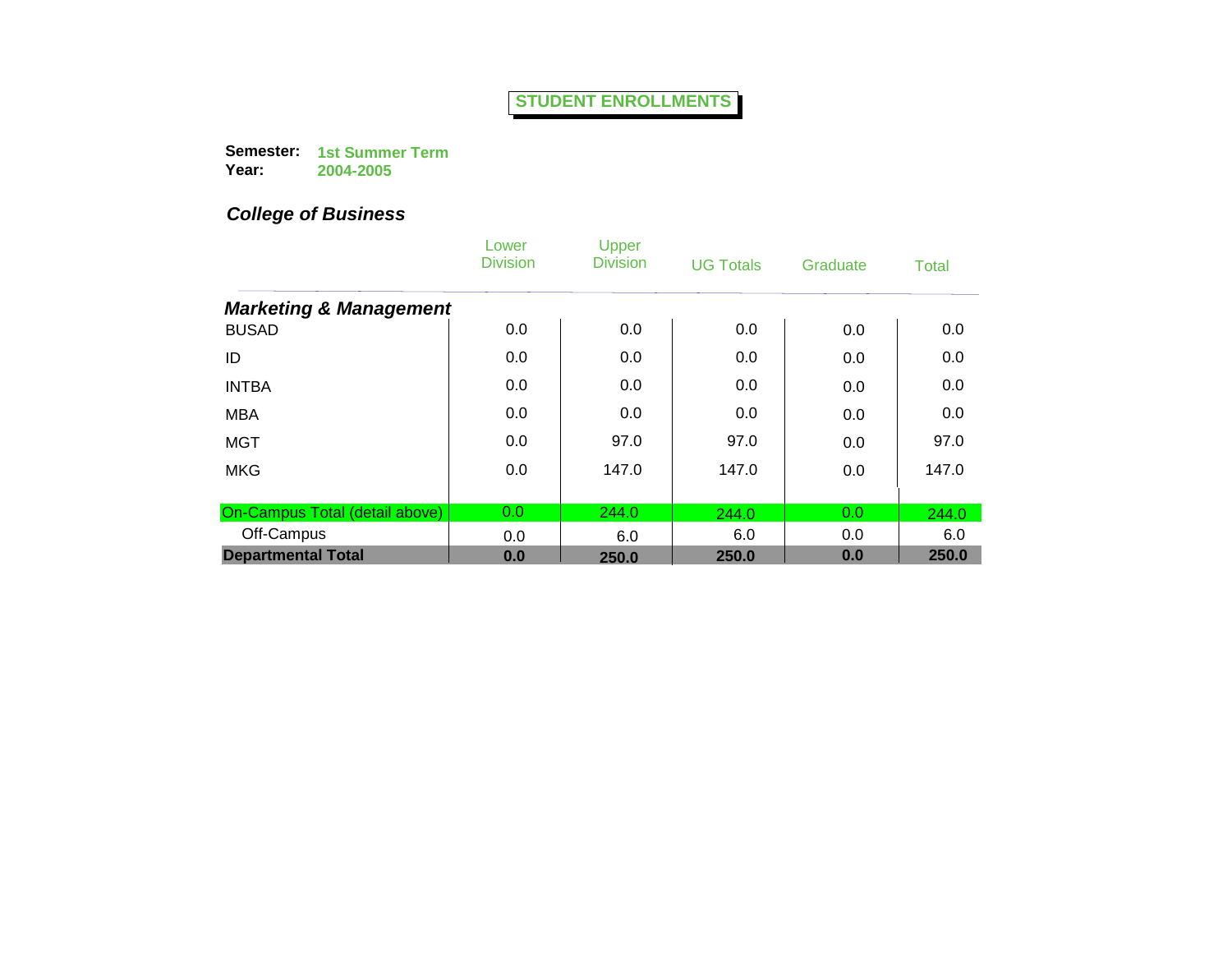# STUDENT ENROLLMENTS

**Semester:** **1st Summer Term**
**Year:** **2004-2005**

## *College of Business*

| | Lower Division | Upper Division | UG Totals | Graduate | Total |
|---|---|---|---|---|---|
| ***Marketing & Management*** | | | | | |
| BUSAD | 0.0 | 0.0 | 0.0 | 0.0 | 0.0 |
| ID | 0.0 | 0.0 | 0.0 | 0.0 | 0.0 |
| INTBA | 0.0 | 0.0 | 0.0 | 0.0 | 0.0 |
| MBA | 0.0 | 0.0 | 0.0 | 0.0 | 0.0 |
| MGT | 0.0 | 97.0 | 97.0 | 0.0 | 97.0 |
| MKG | 0.0 | 147.0 | 147.0 | 0.0 | 147.0 |
| On-Campus Total (detail above) | 0.0 | 244.0 | 244.0 | 0.0 | 244.0 |
| Off-Campus | 0.0 | 6.0 | 6.0 | 0.0 | 6.0 |
| **Departmental Total** | **0.0** | **250.0** | **250.0** | **0.0** | **250.0** |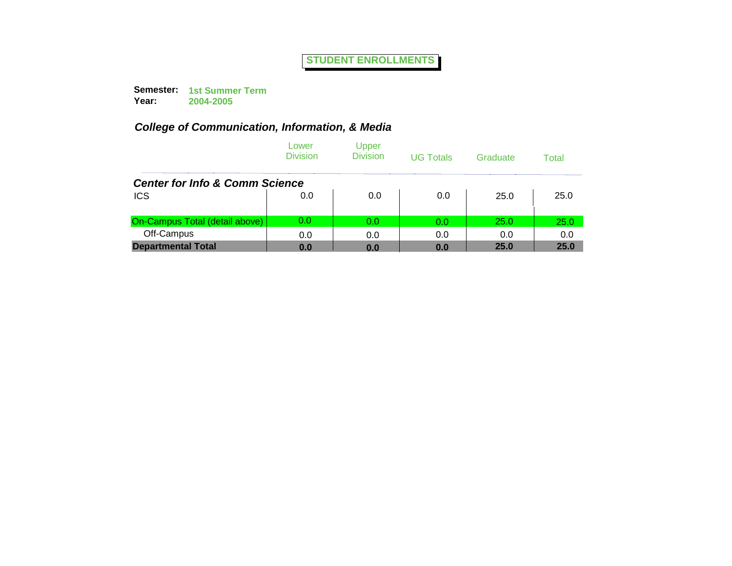# STUDENT ENROLLMENTS

**Semester:** **1st Summer Term**
**Year:** **2004-2005**

## *College of Communication, Information, & Media*

| | Lower Division | Upper Division | UG Totals | Graduate | Total |
|---|---|---|---|---|---|
| ***Center for Info & Comm Science*** | | | | | |
| ICS | 0.0 | 0.0 | 0.0 | 25.0 | 25.0 |
| On-Campus Total (detail above) | 0.0 | 0.0 | 0.0 | 25.0 | 25.0 |
| Off-Campus | 0.0 | 0.0 | 0.0 | 0.0 | 0.0 |
| **Departmental Total** | **0.0** | **0.0** | **0.0** | **25.0** | **25.0** |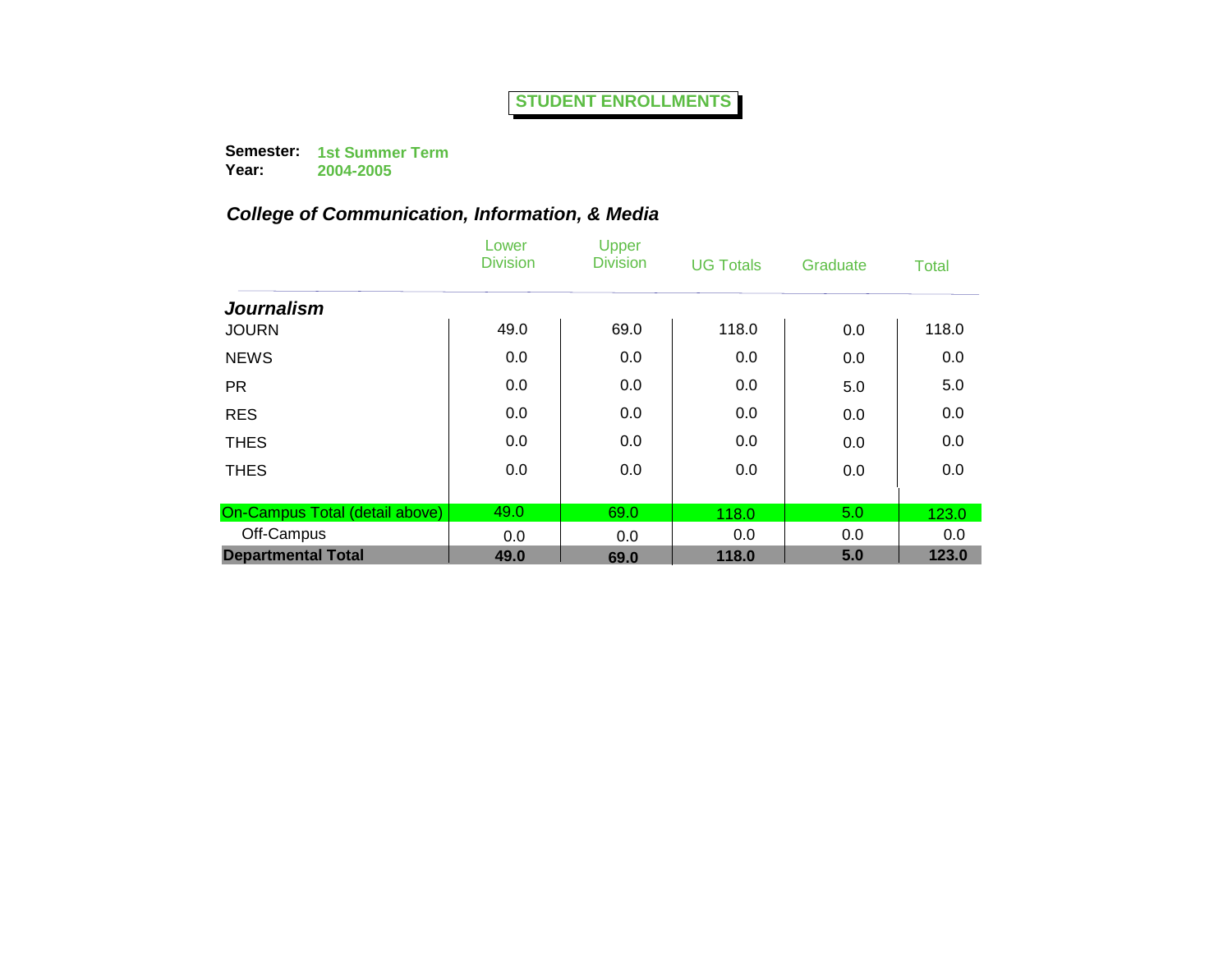# STUDENT ENROLLMENTS

**Semester:** 1st Summer Term
**Year:** 2004-2005

## *College of Communication, Information, & Media*

| | Lower Division | Upper Division | UG Totals | Graduate | Total |
|---|---|---|---|---|---|
| ***Journalism*** | | | | | |
| JOURN | 49.0 | 69.0 | 118.0 | 0.0 | 118.0 |
| NEWS | 0.0 | 0.0 | 0.0 | 0.0 | 0.0 |
| PR | 0.0 | 0.0 | 0.0 | 5.0 | 5.0 |
| RES | 0.0 | 0.0 | 0.0 | 0.0 | 0.0 |
| THES | 0.0 | 0.0 | 0.0 | 0.0 | 0.0 |
| THES | 0.0 | 0.0 | 0.0 | 0.0 | 0.0 |
| On-Campus Total (detail above) | 49.0 | 69.0 | 118.0 | 5.0 | 123.0 |
| Off-Campus | 0.0 | 0.0 | 0.0 | 0.0 | 0.0 |
| **Departmental Total** | **49.0** | **69.0** | **118.0** | **5.0** | **123.0** |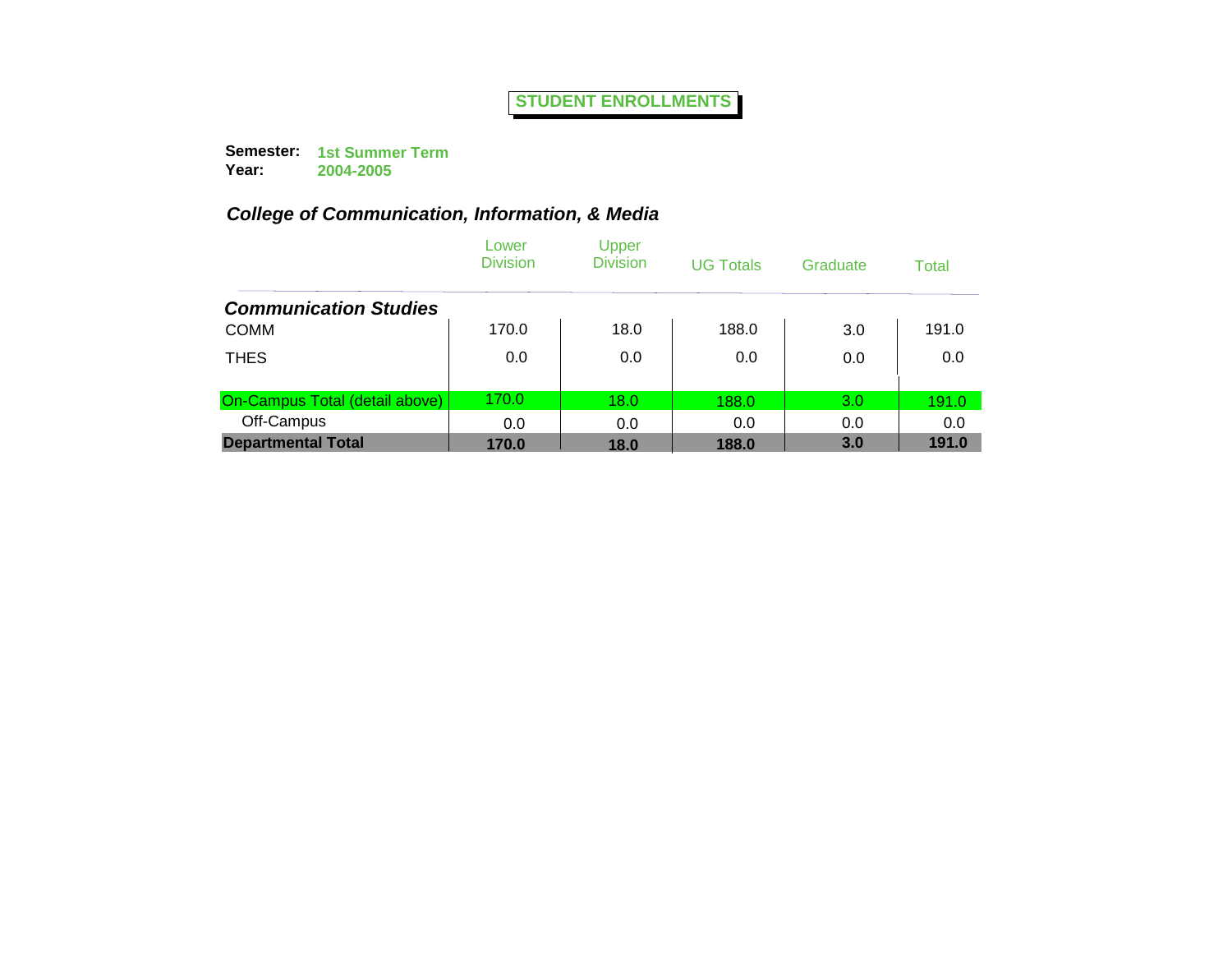# STUDENT ENROLLMENTS

**Semester:** 1st Summer Term
**Year:** 2004-2005

## *College of Communication, Information, & Media*

| | Lower Division | Upper Division | UG Totals | Graduate | Total |
|---|---|---|---|---|---|
| ***Communication Studies*** | | | | | |
| COMM | 170.0 | 18.0 | 188.0 | 3.0 | 191.0 |
| THES | 0.0 | 0.0 | 0.0 | 0.0 | 0.0 |
| On-Campus Total (detail above) | 170.0 | 18.0 | 188.0 | 3.0 | 191.0 |
| Off-Campus | 0.0 | 0.0 | 0.0 | 0.0 | 0.0 |
| **Departmental Total** | **170.0** | **18.0** | **188.0** | **3.0** | **191.0** |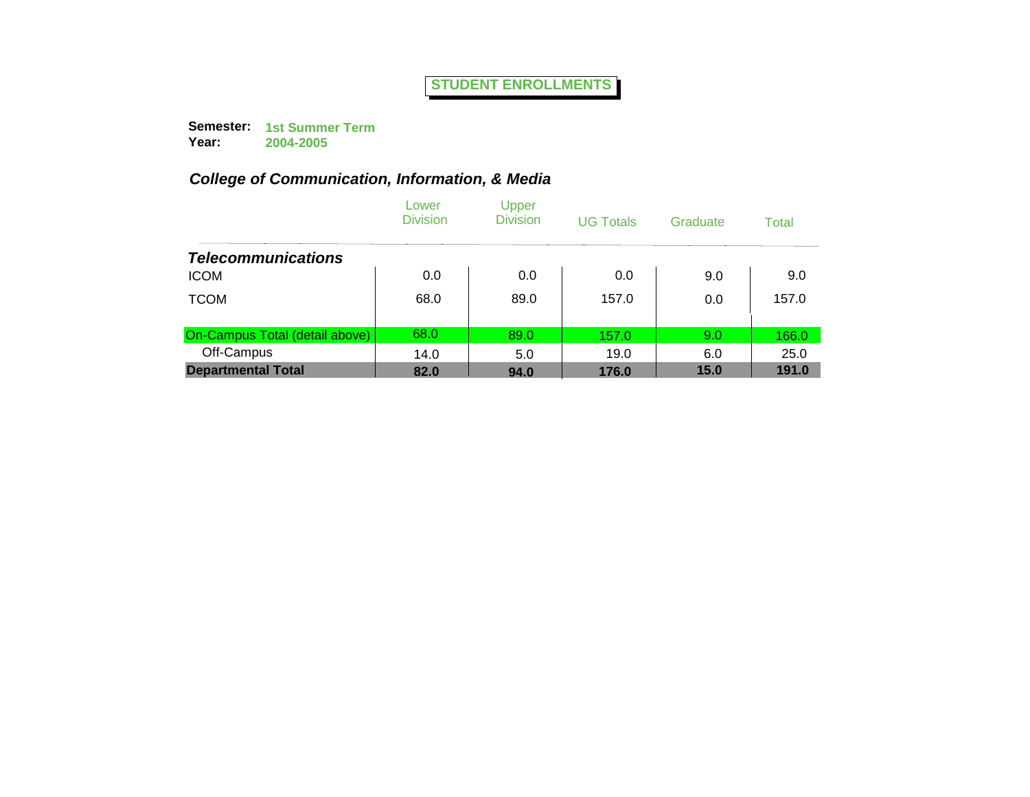# STUDENT ENROLLMENTS

**Semester:** **1st Summer Term**
**Year:** **2004-2005**

## *College of Communication, Information, & Media*

| | Lower Division | Upper Division | UG Totals | Graduate | Total |
|---|---|---|---|---|---|
| ***Telecommunications*** | | | | | |
| ICOM | 0.0 | 0.0 | 0.0 | 9.0 | 9.0 |
| TCOM | 68.0 | 89.0 | 157.0 | 0.0 | 157.0 |
| On-Campus Total (detail above) | 68.0 | 89.0 | 157.0 | 9.0 | 166.0 |
| Off-Campus | 14.0 | 5.0 | 19.0 | 6.0 | 25.0 |
| **Departmental Total** | **82.0** | **94.0** | **176.0** | **15.0** | **191.0** |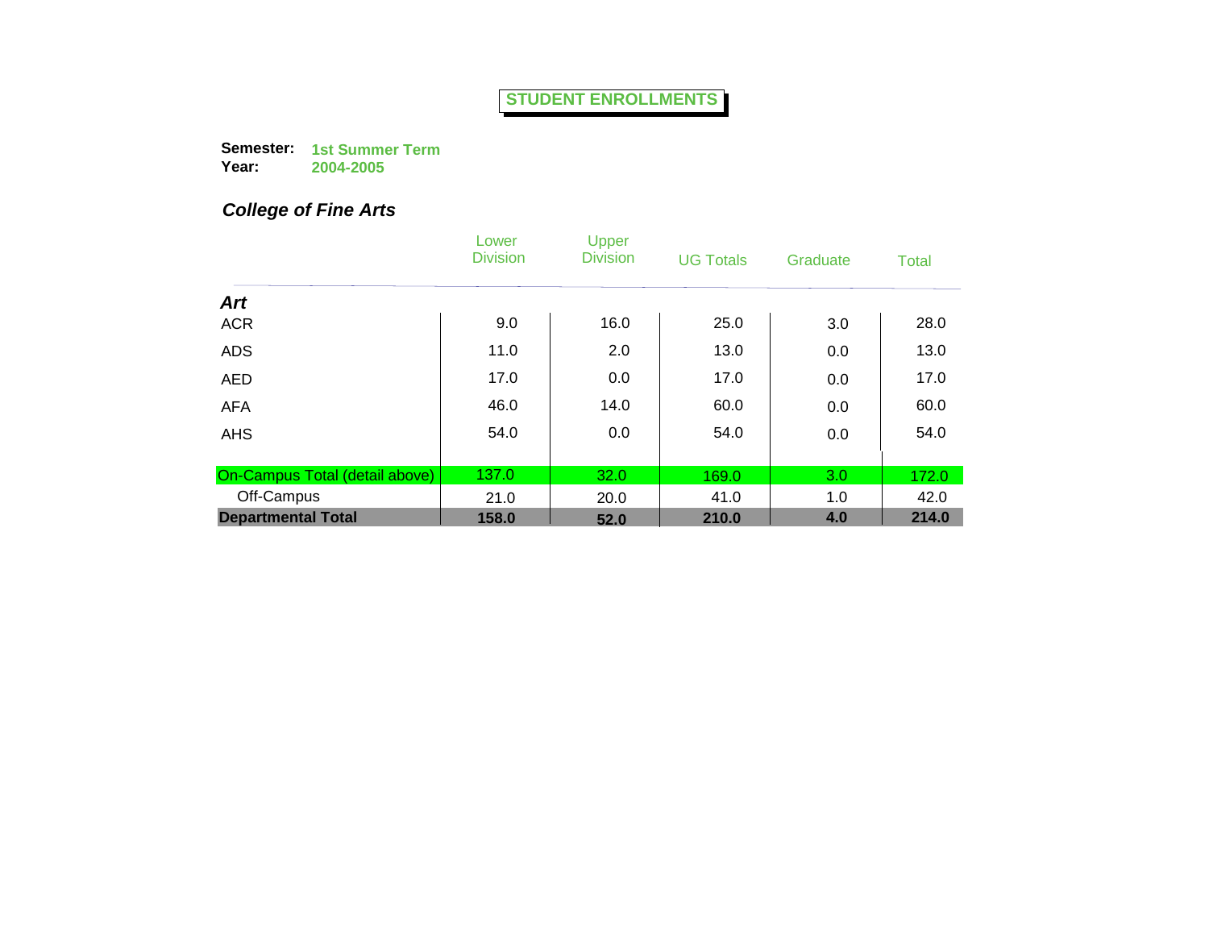**STUDENT ENROLLMENTS**

**Semester:** **1st Summer Term**
**Year:** **2004-2005**

## *College of Fine Arts*

| | Lower Division | Upper Division | UG Totals | Graduate | Total |
|---|---|---|---|---|---|
| ***Art*** | | | | | |
| ACR | 9.0 | 16.0 | 25.0 | 3.0 | 28.0 |
| ADS | 11.0 | 2.0 | 13.0 | 0.0 | 13.0 |
| AED | 17.0 | 0.0 | 17.0 | 0.0 | 17.0 |
| AFA | 46.0 | 14.0 | 60.0 | 0.0 | 60.0 |
| AHS | 54.0 | 0.0 | 54.0 | 0.0 | 54.0 |
| On-Campus Total (detail above) | 137.0 | 32.0 | 169.0 | 3.0 | 172.0 |
| Off-Campus | 21.0 | 20.0 | 41.0 | 1.0 | 42.0 |
| **Departmental Total** | **158.0** | **52.0** | **210.0** | **4.0** | **214.0** |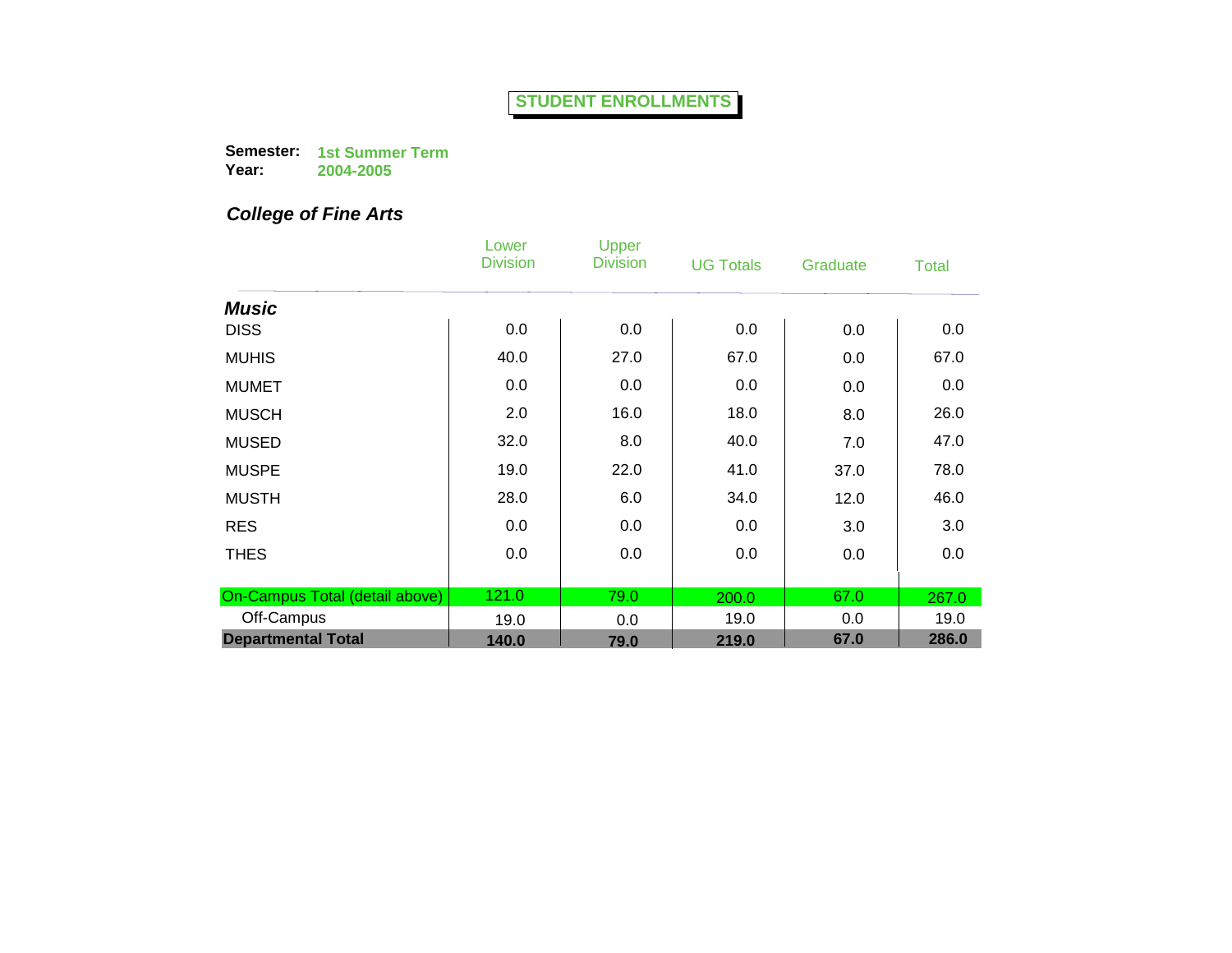# STUDENT ENROLLMENTS

**Semester:** 1st Summer Term
**Year:** 2004-2005

## *College of Fine Arts*

| | Lower Division | Upper Division | UG Totals | Graduate | Total |
|---|---|---|---|---|---|
| ***Music*** | | | | | |
| DISS | 0.0 | 0.0 | 0.0 | 0.0 | 0.0 |
| MUHIS | 40.0 | 27.0 | 67.0 | 0.0 | 67.0 |
| MUMET | 0.0 | 0.0 | 0.0 | 0.0 | 0.0 |
| MUSCH | 2.0 | 16.0 | 18.0 | 8.0 | 26.0 |
| MUSED | 32.0 | 8.0 | 40.0 | 7.0 | 47.0 |
| MUSPE | 19.0 | 22.0 | 41.0 | 37.0 | 78.0 |
| MUSTH | 28.0 | 6.0 | 34.0 | 12.0 | 46.0 |
| RES | 0.0 | 0.0 | 0.0 | 3.0 | 3.0 |
| THES | 0.0 | 0.0 | 0.0 | 0.0 | 0.0 |
| On-Campus Total (detail above) | 121.0 | 79.0 | 200.0 | 67.0 | 267.0 |
| Off-Campus | 19.0 | 0.0 | 19.0 | 0.0 | 19.0 |
| **Departmental Total** | **140.0** | **79.0** | **219.0** | **67.0** | **286.0** |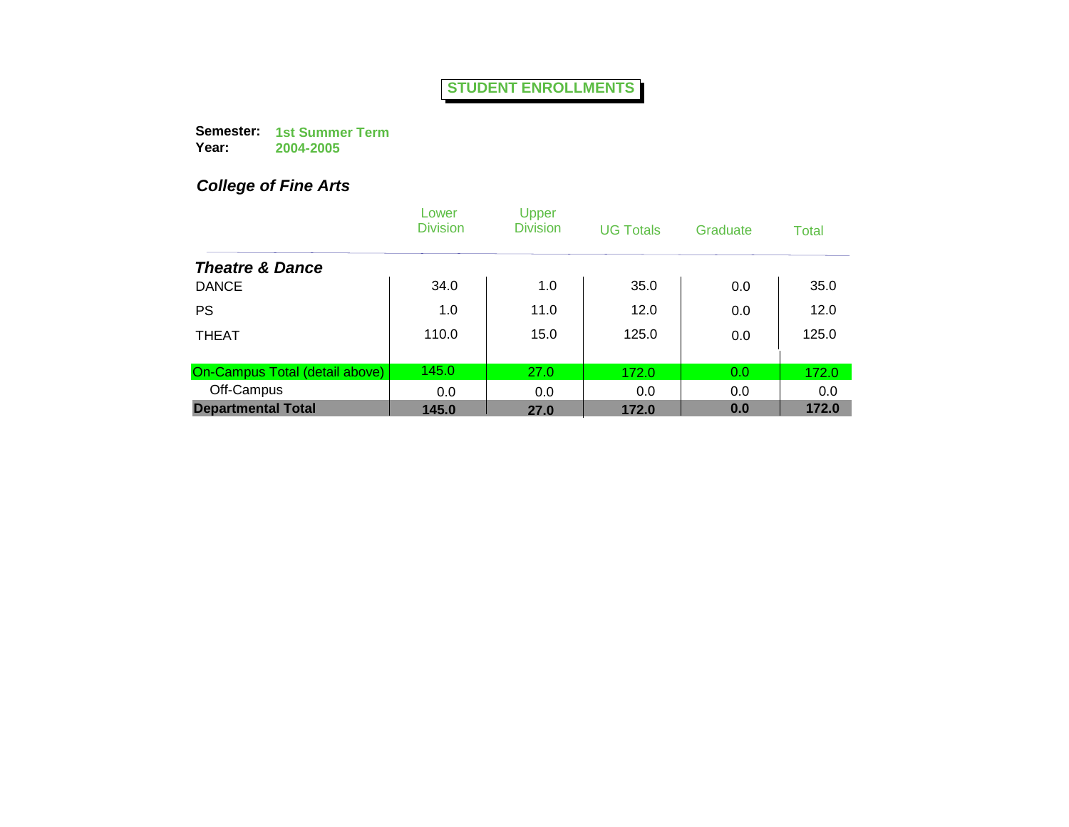# STUDENT ENROLLMENTS

**Semester:** **1st Summer Term**
**Year:** **2004-2005**

## *College of Fine Arts*

| | Lower Division | Upper Division | UG Totals | Graduate | Total |
|---|---|---|---|---|---|
| ***Theatre & Dance*** | | | | | |
| DANCE | 34.0 | 1.0 | 35.0 | 0.0 | 35.0 |
| PS | 1.0 | 11.0 | 12.0 | 0.0 | 12.0 |
| THEAT | 110.0 | 15.0 | 125.0 | 0.0 | 125.0 |
| On-Campus Total (detail above) | 145.0 | 27.0 | 172.0 | 0.0 | 172.0 |
| Off-Campus | 0.0 | 0.0 | 0.0 | 0.0 | 0.0 |
| **Departmental Total** | **145.0** | **27.0** | **172.0** | **0.0** | **172.0** |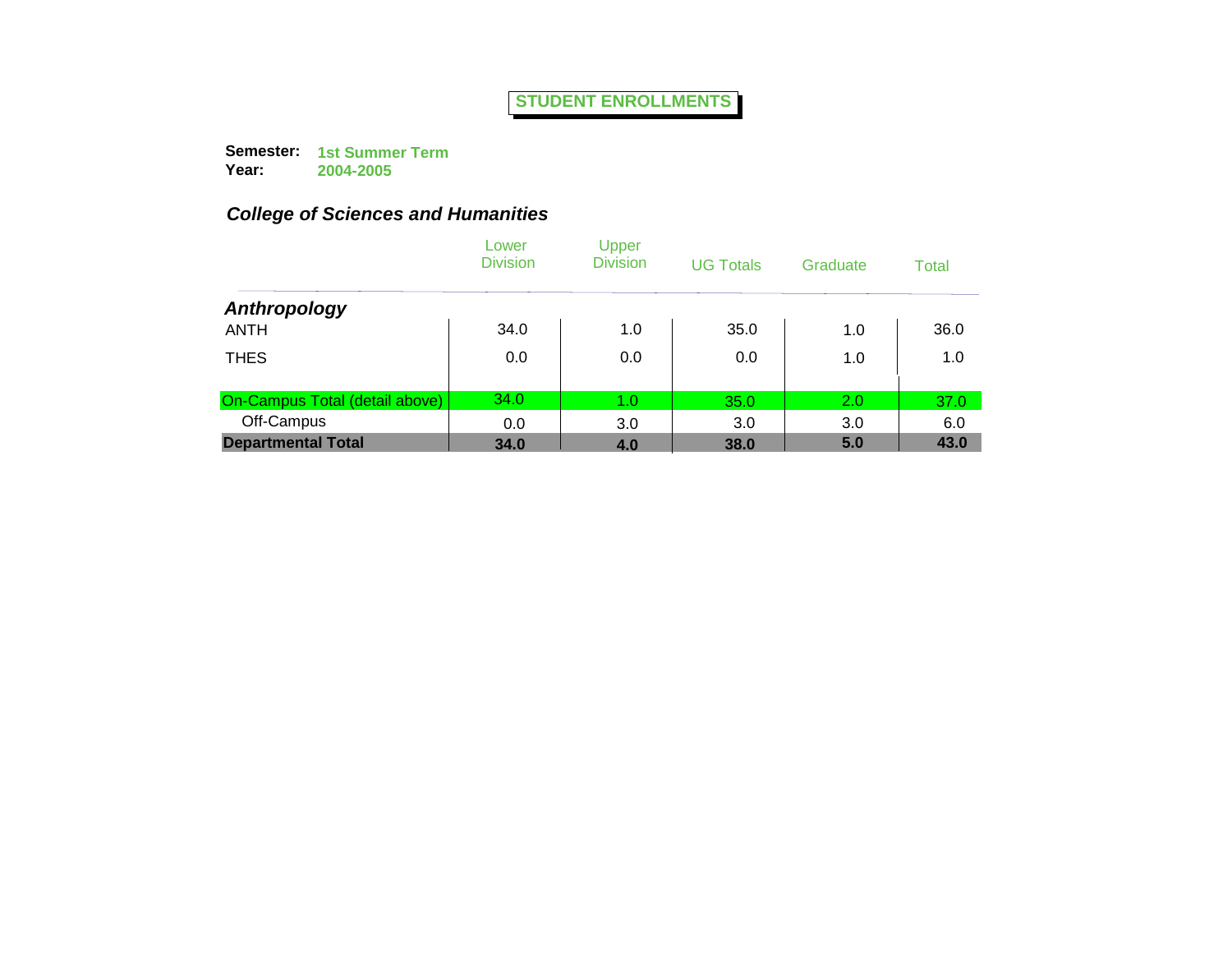# STUDENT ENROLLMENTS

**Semester:** **1st Summer Term**
**Year:** **2004-2005**

## *College of Sciences and Humanities*

| | Lower Division | Upper Division | UG Totals | Graduate | Total |
|---|---|---|---|---|---|
| ***Anthropology*** | | | | | |
| ANTH | 34.0 | 1.0 | 35.0 | 1.0 | 36.0 |
| THES | 0.0 | 0.0 | 0.0 | 1.0 | 1.0 |
| On-Campus Total (detail above) | 34.0 | 1.0 | 35.0 | 2.0 | 37.0 |
| Off-Campus | 0.0 | 3.0 | 3.0 | 3.0 | 6.0 |
| **Departmental Total** | **34.0** | **4.0** | **38.0** | **5.0** | **43.0** |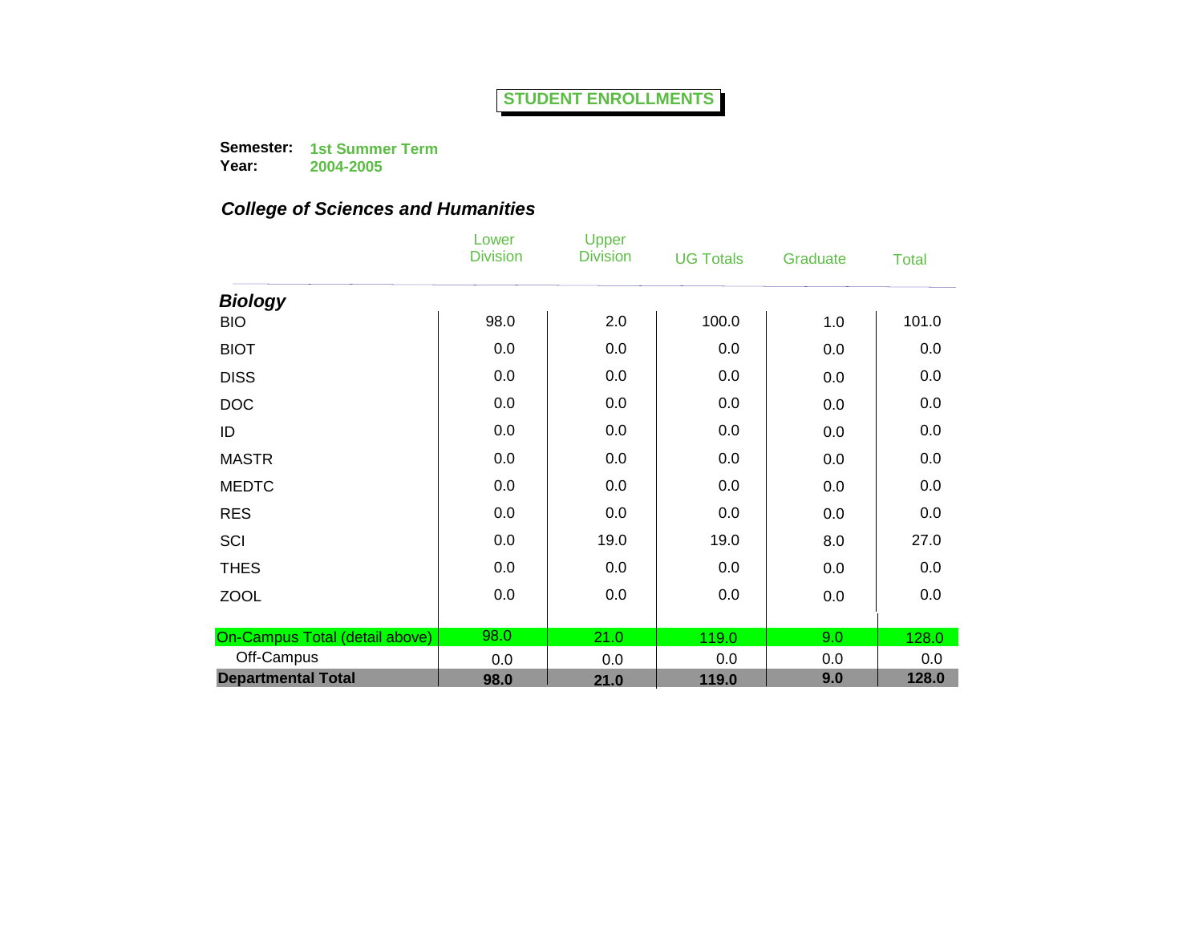# STUDENT ENROLLMENTS

**Semester:** **1st Summer Term**
**Year:** **2004-2005**

## *College of Sciences and Humanities*

| | Lower Division | Upper Division | UG Totals | Graduate | Total |
|---|---|---|---|---|---|
| ***Biology*** | | | | | |
| BIO | 98.0 | 2.0 | 100.0 | 1.0 | 101.0 |
| BIOT | 0.0 | 0.0 | 0.0 | 0.0 | 0.0 |
| DISS | 0.0 | 0.0 | 0.0 | 0.0 | 0.0 |
| DOC | 0.0 | 0.0 | 0.0 | 0.0 | 0.0 |
| ID | 0.0 | 0.0 | 0.0 | 0.0 | 0.0 |
| MASTR | 0.0 | 0.0 | 0.0 | 0.0 | 0.0 |
| MEDTC | 0.0 | 0.0 | 0.0 | 0.0 | 0.0 |
| RES | 0.0 | 0.0 | 0.0 | 0.0 | 0.0 |
| SCI | 0.0 | 19.0 | 19.0 | 8.0 | 27.0 |
| THES | 0.0 | 0.0 | 0.0 | 0.0 | 0.0 |
| ZOOL | 0.0 | 0.0 | 0.0 | 0.0 | 0.0 |
| On-Campus Total (detail above) | 98.0 | 21.0 | 119.0 | 9.0 | 128.0 |
| Off-Campus | 0.0 | 0.0 | 0.0 | 0.0 | 0.0 |
| **Departmental Total** | **98.0** | **21.0** | **119.0** | **9.0** | **128.0** |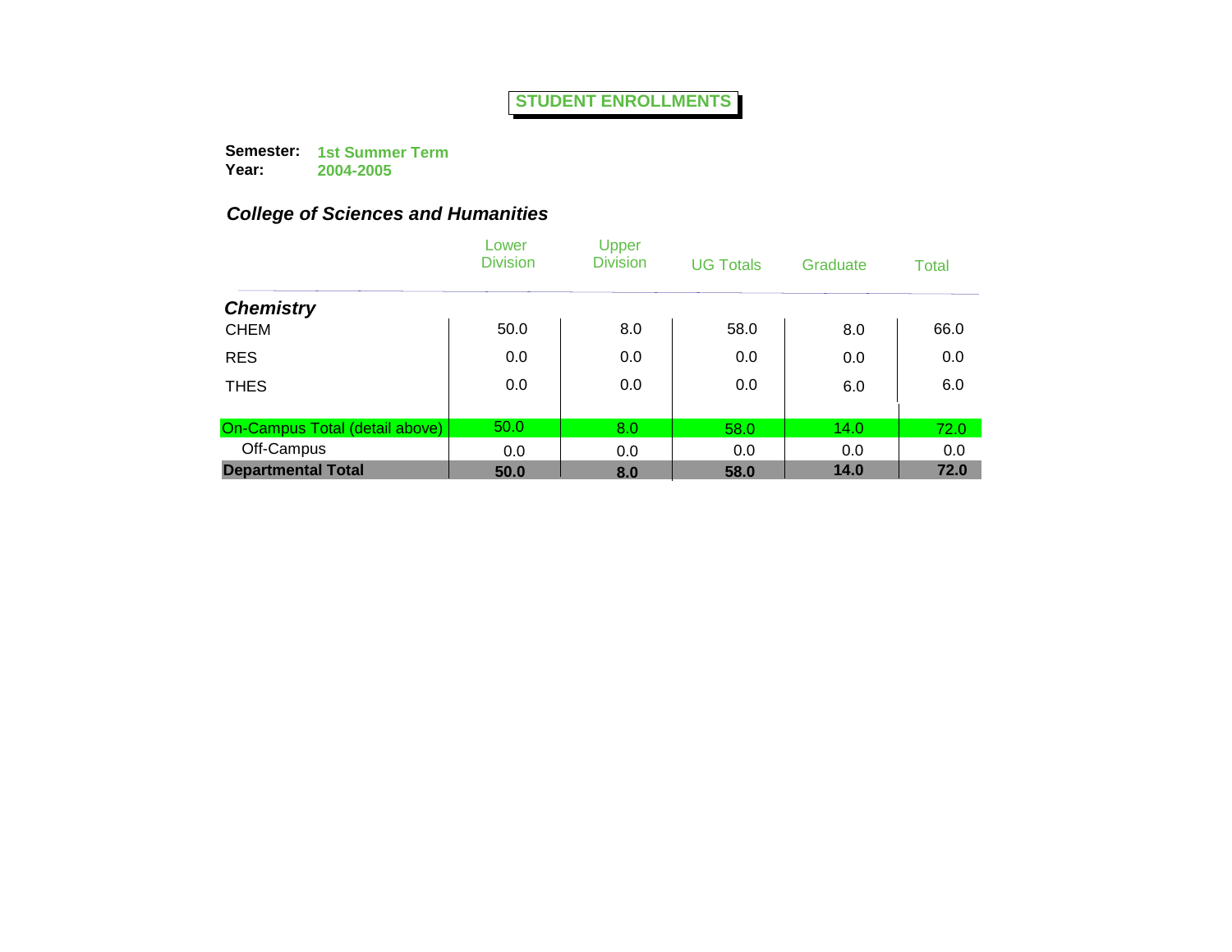# STUDENT ENROLLMENTS

**Semester:** 1st Summer Term
**Year:** 2004-2005

## *College of Sciences and Humanities*

| | Lower Division | Upper Division | UG Totals | Graduate | Total |
|---|---|---|---|---|---|
| ***Chemistry*** | | | | | |
| CHEM | 50.0 | 8.0 | 58.0 | 8.0 | 66.0 |
| RES | 0.0 | 0.0 | 0.0 | 0.0 | 0.0 |
| THES | 0.0 | 0.0 | 0.0 | 6.0 | 6.0 |
| On-Campus Total (detail above) | 50.0 | 8.0 | 58.0 | 14.0 | 72.0 |
| Off-Campus | 0.0 | 0.0 | 0.0 | 0.0 | 0.0 |
| **Departmental Total** | **50.0** | **8.0** | **58.0** | **14.0** | **72.0** |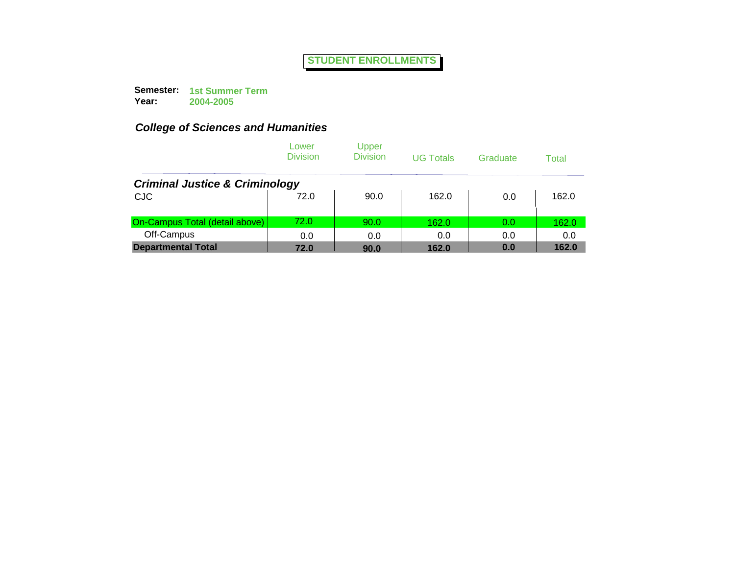# STUDENT ENROLLMENTS

**Semester:** **1st Summer Term**
**Year:** **2004-2005**

## *College of Sciences and Humanities*

| | Lower Division | Upper Division | UG Totals | Graduate | Total |
|---|---|---|---|---|---|
| ***Criminal Justice & Criminology*** | | | | | |
| CJC | 72.0 | 90.0 | 162.0 | 0.0 | 162.0 |
| On-Campus Total (detail above) | 72.0 | 90.0 | 162.0 | 0.0 | 162.0 |
| Off-Campus | 0.0 | 0.0 | 0.0 | 0.0 | 0.0 |
| **Departmental Total** | **72.0** | **90.0** | **162.0** | **0.0** | **162.0** |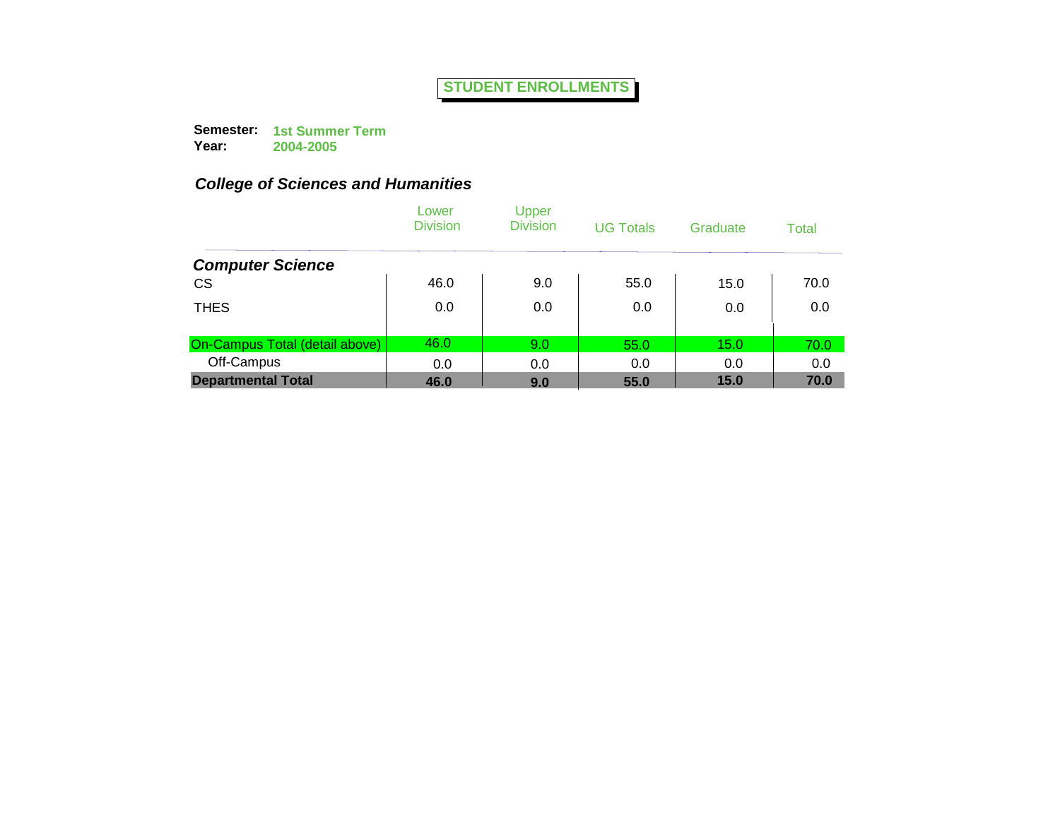# STUDENT ENROLLMENTS

**Semester:** **1st Summer Term**
**Year:** **2004-2005**

### *College of Sciences and Humanities*

| | Lower Division | Upper Division | UG Totals | Graduate | Total |
|---|---|---|---|---|---|
| ***Computer Science*** | | | | | |
| CS | 46.0 | 9.0 | 55.0 | 15.0 | 70.0 |
| THES | 0.0 | 0.0 | 0.0 | 0.0 | 0.0 |
| On-Campus Total (detail above) | 46.0 | 9.0 | 55.0 | 15.0 | 70.0 |
| Off-Campus | 0.0 | 0.0 | 0.0 | 0.0 | 0.0 |
| **Departmental Total** | **46.0** | **9.0** | **55.0** | **15.0** | **70.0** |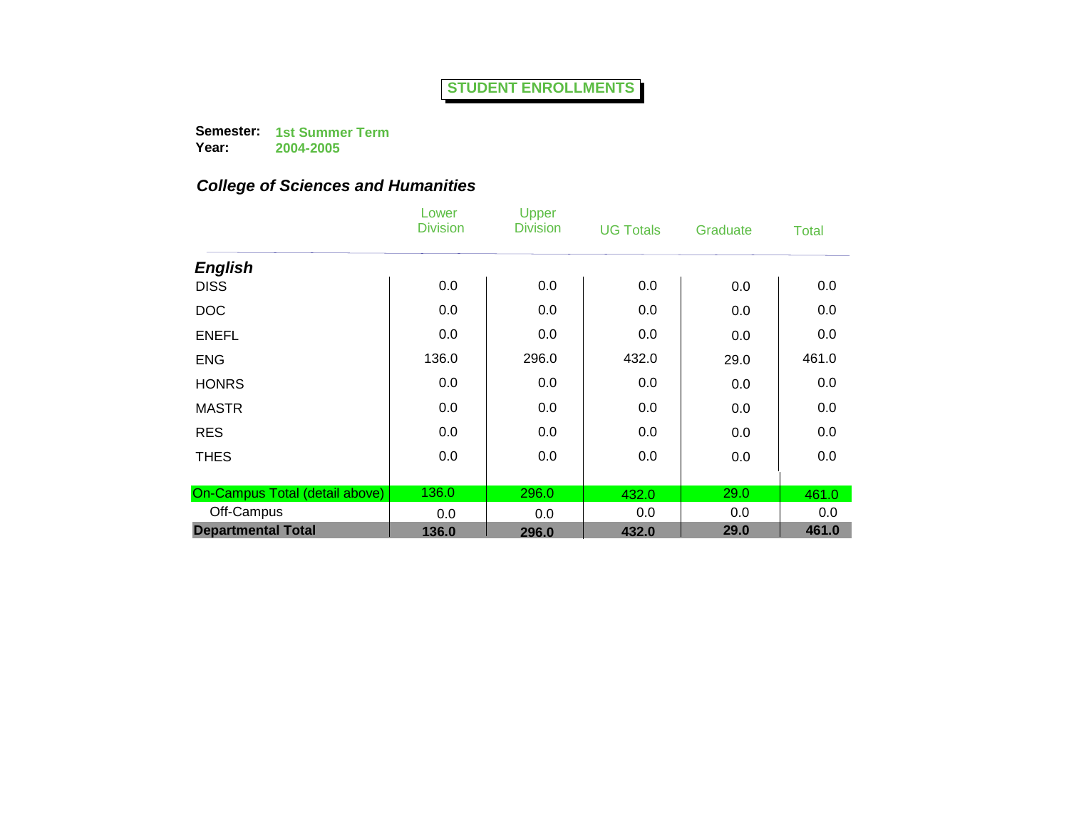# STUDENT ENROLLMENTS

**Semester:** **1st Summer Term**
**Year:** **2004-2005**

## *College of Sciences and Humanities*

| | Lower Division | Upper Division | UG Totals | Graduate | Total |
|---|---|---|---|---|---|
| ***English*** | | | | | |
| DISS | 0.0 | 0.0 | 0.0 | 0.0 | 0.0 |
| DOC | 0.0 | 0.0 | 0.0 | 0.0 | 0.0 |
| ENEFL | 0.0 | 0.0 | 0.0 | 0.0 | 0.0 |
| ENG | 136.0 | 296.0 | 432.0 | 29.0 | 461.0 |
| HONRS | 0.0 | 0.0 | 0.0 | 0.0 | 0.0 |
| MASTR | 0.0 | 0.0 | 0.0 | 0.0 | 0.0 |
| RES | 0.0 | 0.0 | 0.0 | 0.0 | 0.0 |
| THES | 0.0 | 0.0 | 0.0 | 0.0 | 0.0 |
| On-Campus Total (detail above) | 136.0 | 296.0 | 432.0 | 29.0 | 461.0 |
| Off-Campus | 0.0 | 0.0 | 0.0 | 0.0 | 0.0 |
| **Departmental Total** | **136.0** | **296.0** | **432.0** | **29.0** | **461.0** |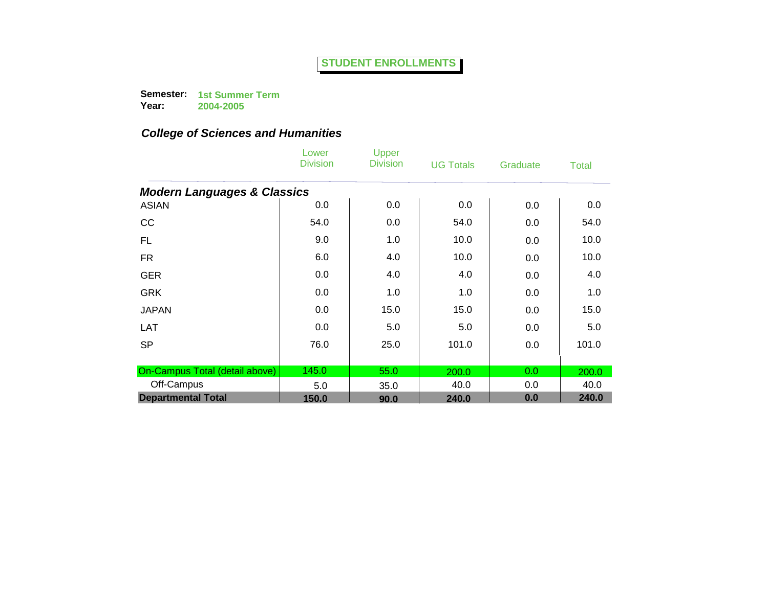# STUDENT ENROLLMENTS

**Semester:** **1st Summer Term**
**Year:** **2004-2005**

## *College of Sciences and Humanities*

| | Lower Division | Upper Division | UG Totals | Graduate | Total |
|---|---|---|---|---|---|
| ***Modern Languages & Classics*** | | | | | |
| ASIAN | 0.0 | 0.0 | 0.0 | 0.0 | 0.0 |
| CC | 54.0 | 0.0 | 54.0 | 0.0 | 54.0 |
| FL | 9.0 | 1.0 | 10.0 | 0.0 | 10.0 |
| FR | 6.0 | 4.0 | 10.0 | 0.0 | 10.0 |
| GER | 0.0 | 4.0 | 4.0 | 0.0 | 4.0 |
| GRK | 0.0 | 1.0 | 1.0 | 0.0 | 1.0 |
| JAPAN | 0.0 | 15.0 | 15.0 | 0.0 | 15.0 |
| LAT | 0.0 | 5.0 | 5.0 | 0.0 | 5.0 |
| SP | 76.0 | 25.0 | 101.0 | 0.0 | 101.0 |
| On-Campus Total (detail above) | 145.0 | 55.0 | 200.0 | 0.0 | 200.0 |
| Off-Campus | 5.0 | 35.0 | 40.0 | 0.0 | 40.0 |
| **Departmental Total** | **150.0** | **90.0** | **240.0** | **0.0** | **240.0** |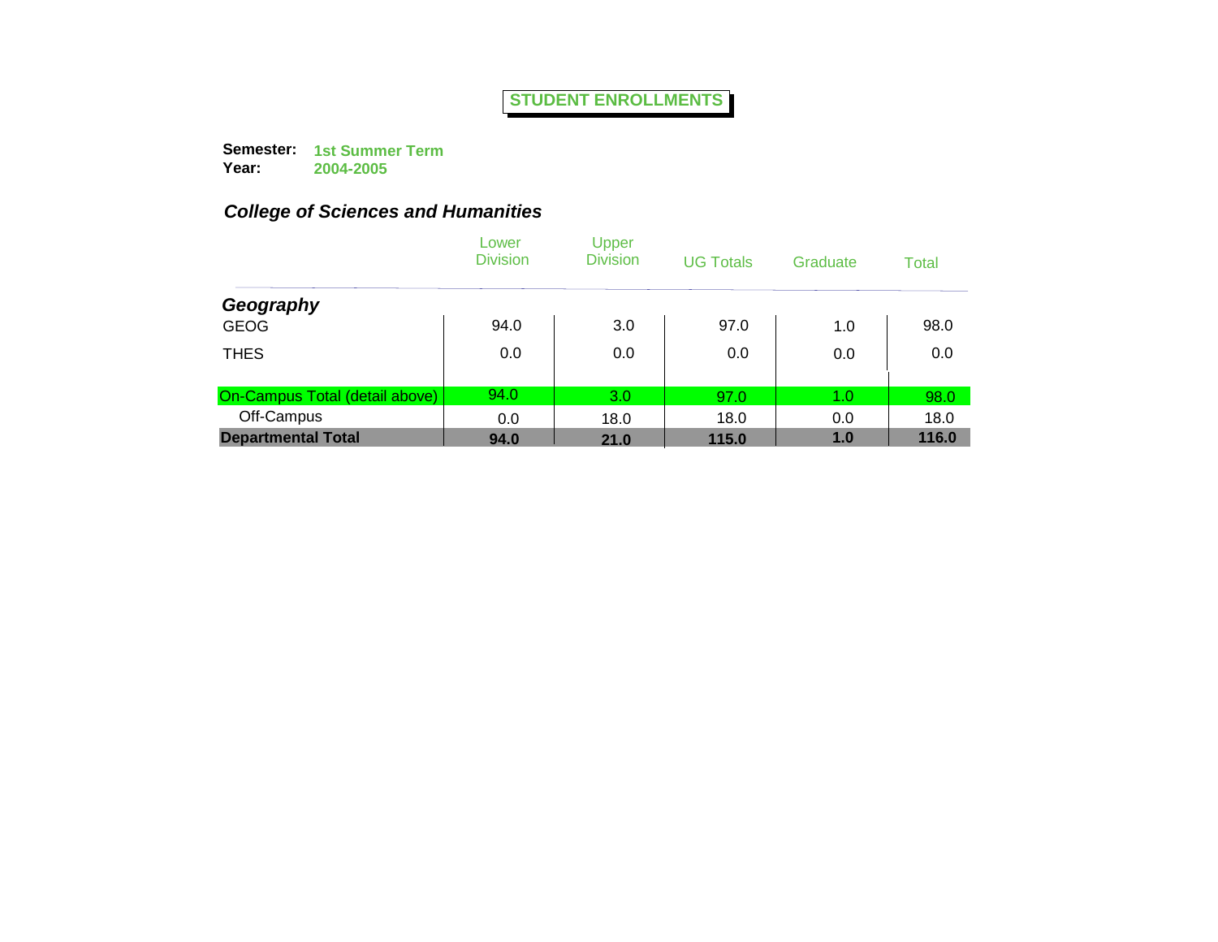# STUDENT ENROLLMENTS

**Semester:** **1st Summer Term**
**Year:** **2004-2005**

### *College of Sciences and Humanities*

| | Lower Division | Upper Division | UG Totals | Graduate | Total |
|---|---|---|---|---|---|
| ***Geography*** | | | | | |
| GEOG | 94.0 | 3.0 | 97.0 | 1.0 | 98.0 |
| THES | 0.0 | 0.0 | 0.0 | 0.0 | 0.0 |
| On-Campus Total (detail above) | 94.0 | 3.0 | 97.0 | 1.0 | 98.0 |
| Off-Campus | 0.0 | 18.0 | 18.0 | 0.0 | 18.0 |
| **Departmental Total** | **94.0** | **21.0** | **115.0** | **1.0** | **116.0** |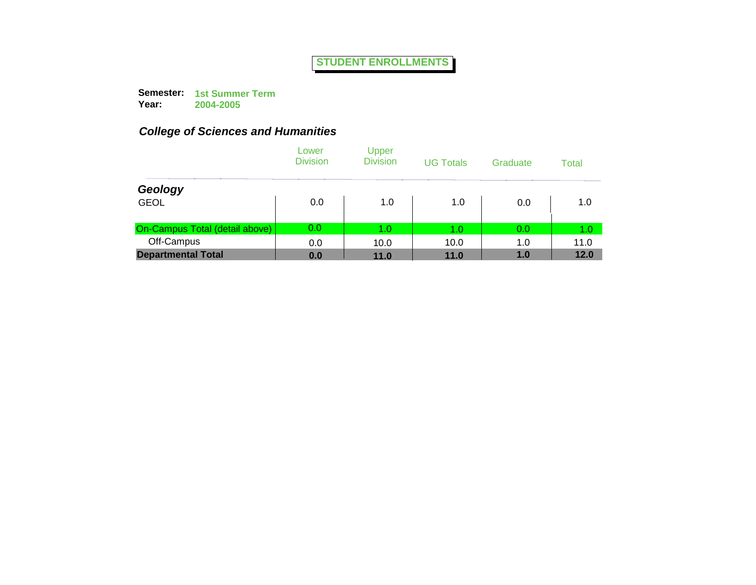# STUDENT ENROLLMENTS

**Semester:** **1st Summer Term**
**Year:** **2004-2005**

### *College of Sciences and Humanities*

| | Lower Division | Upper Division | UG Totals | Graduate | Total |
|---|---|---|---|---|---|
| ***Geology*** | | | | | |
| GEOL | 0.0 | 1.0 | 1.0 | 0.0 | 1.0 |
| On-Campus Total (detail above) | 0.0 | 1.0 | 1.0 | 0.0 | 1.0 |
| Off-Campus | 0.0 | 10.0 | 10.0 | 1.0 | 11.0 |
| **Departmental Total** | **0.0** | **11.0** | **11.0** | **1.0** | **12.0** |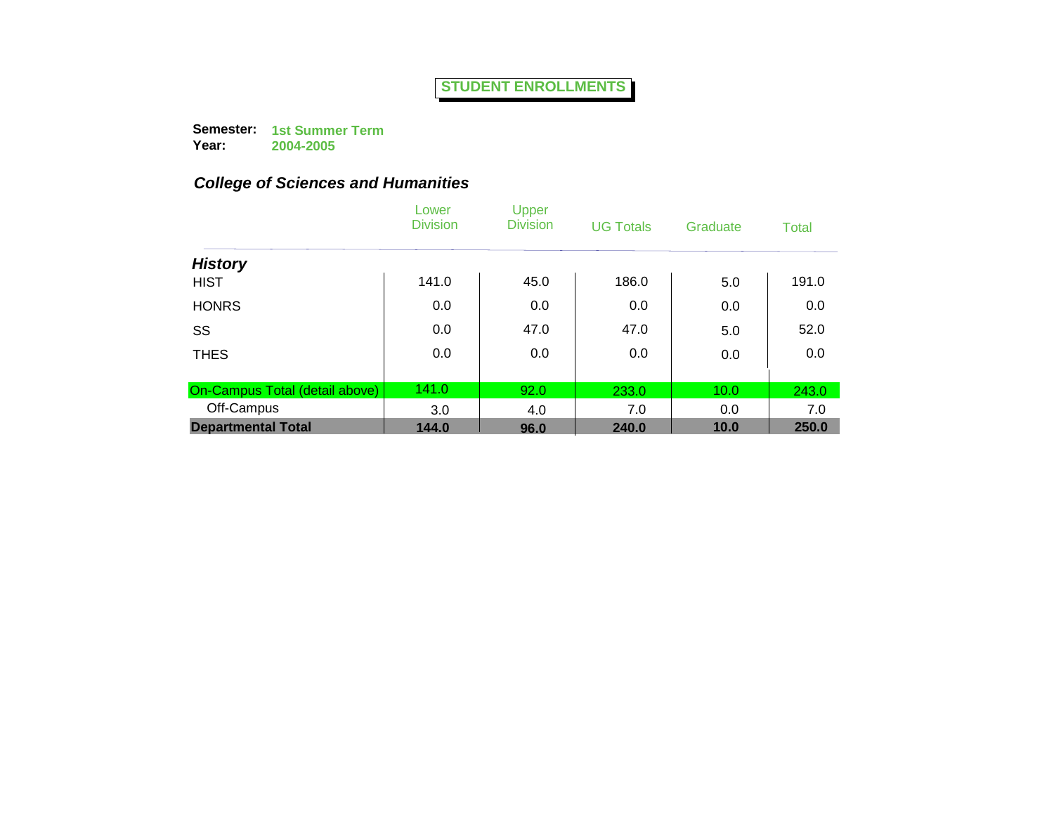# STUDENT ENROLLMENTS

**Semester:** **1st Summer Term**
**Year:** **2004-2005**

## *College of Sciences and Humanities*

| | Lower Division | Upper Division | UG Totals | Graduate | Total |
|---|---|---|---|---|---|
| ***History*** | | | | | |
| HIST | 141.0 | 45.0 | 186.0 | 5.0 | 191.0 |
| HONRS | 0.0 | 0.0 | 0.0 | 0.0 | 0.0 |
| SS | 0.0 | 47.0 | 47.0 | 5.0 | 52.0 |
| THES | 0.0 | 0.0 | 0.0 | 0.0 | 0.0 |
| On-Campus Total (detail above) | 141.0 | 92.0 | 233.0 | 10.0 | 243.0 |
| Off-Campus | 3.0 | 4.0 | 7.0 | 0.0 | 7.0 |
| **Departmental Total** | **144.0** | **96.0** | **240.0** | **10.0** | **250.0** |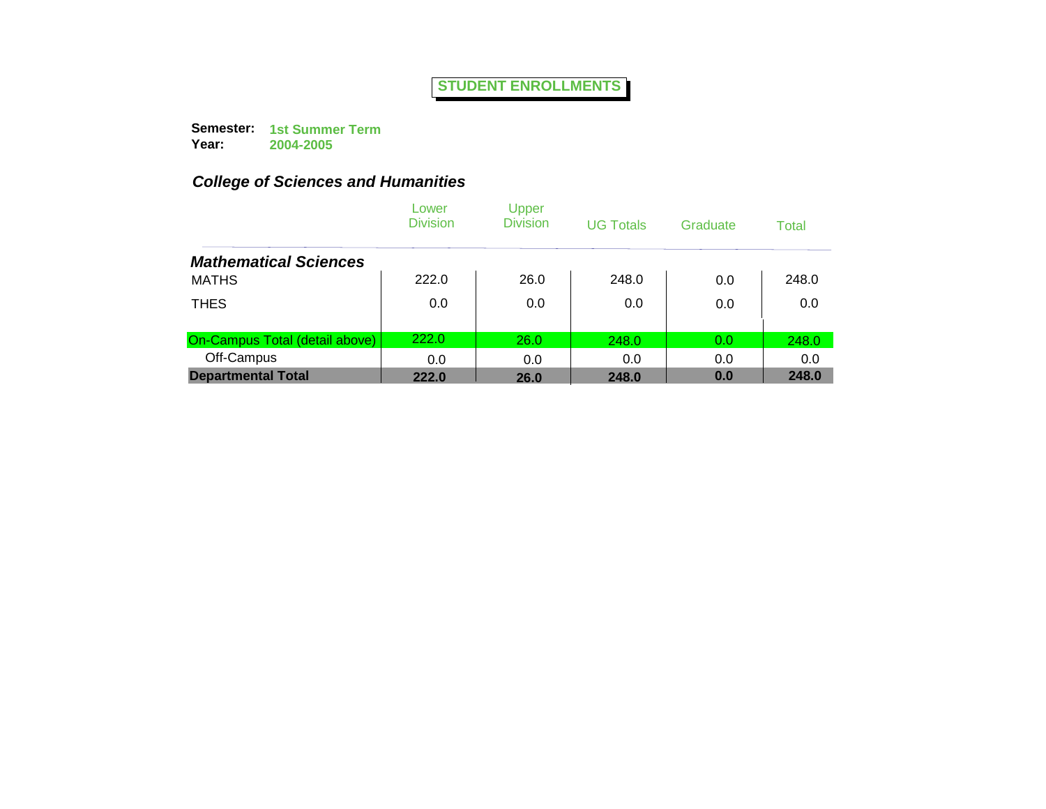# STUDENT ENROLLMENTS

**Semester:** **1st Summer Term**
**Year:** **2004-2005**

## *College of Sciences and Humanities*

| | Lower Division | Upper Division | UG Totals | Graduate | Total |
|---|---|---|---|---|---|
| ***Mathematical Sciences*** | | | | | |
| MATHS | 222.0 | 26.0 | 248.0 | 0.0 | 248.0 |
| THES | 0.0 | 0.0 | 0.0 | 0.0 | 0.0 |
| On-Campus Total (detail above) | 222.0 | 26.0 | 248.0 | 0.0 | 248.0 |
| Off-Campus | 0.0 | 0.0 | 0.0 | 0.0 | 0.0 |
| **Departmental Total** | **222.0** | **26.0** | **248.0** | **0.0** | **248.0** |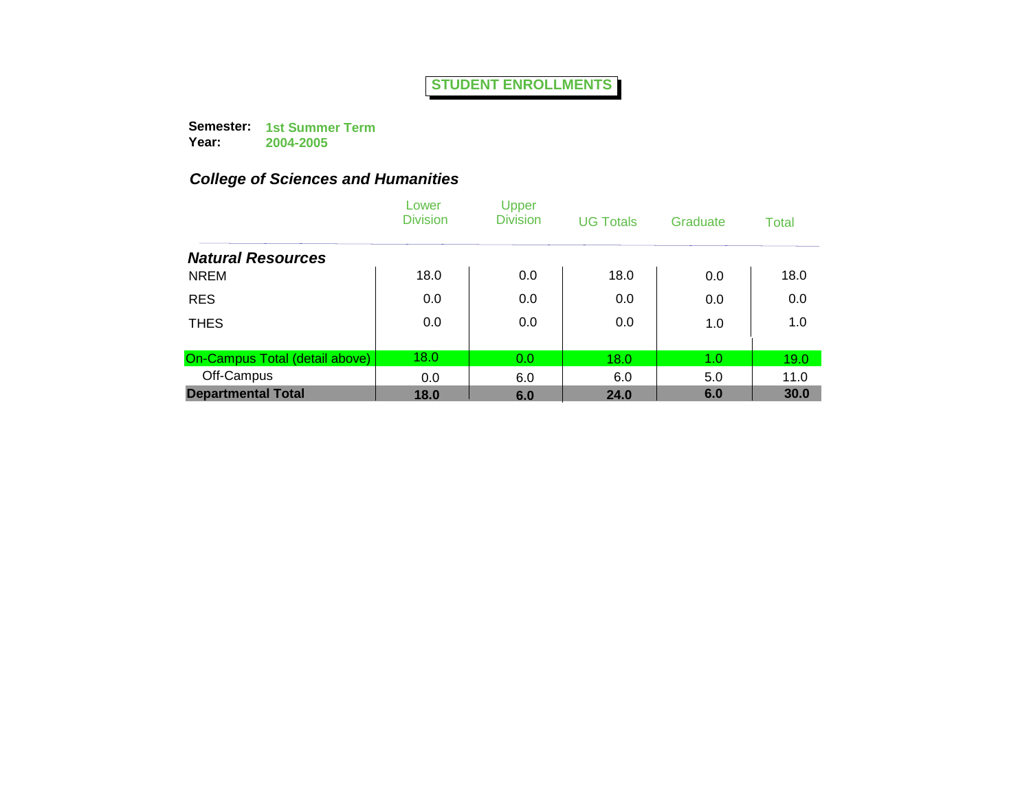# STUDENT ENROLLMENTS

**Semester:** **1st Summer Term**
**Year:** **2004-2005**

### *College of Sciences and Humanities*

| | Lower Division | Upper Division | UG Totals | Graduate | Total |
|---|---|---|---|---|---|
| ***Natural Resources*** | | | | | |
| NREM | 18.0 | 0.0 | 18.0 | 0.0 | 18.0 |
| RES | 0.0 | 0.0 | 0.0 | 0.0 | 0.0 |
| THES | 0.0 | 0.0 | 0.0 | 1.0 | 1.0 |
| On-Campus Total (detail above) | 18.0 | 0.0 | 18.0 | 1.0 | 19.0 |
| Off-Campus | 0.0 | 6.0 | 6.0 | 5.0 | 11.0 |
| **Departmental Total** | **18.0** | **6.0** | **24.0** | **6.0** | **30.0** |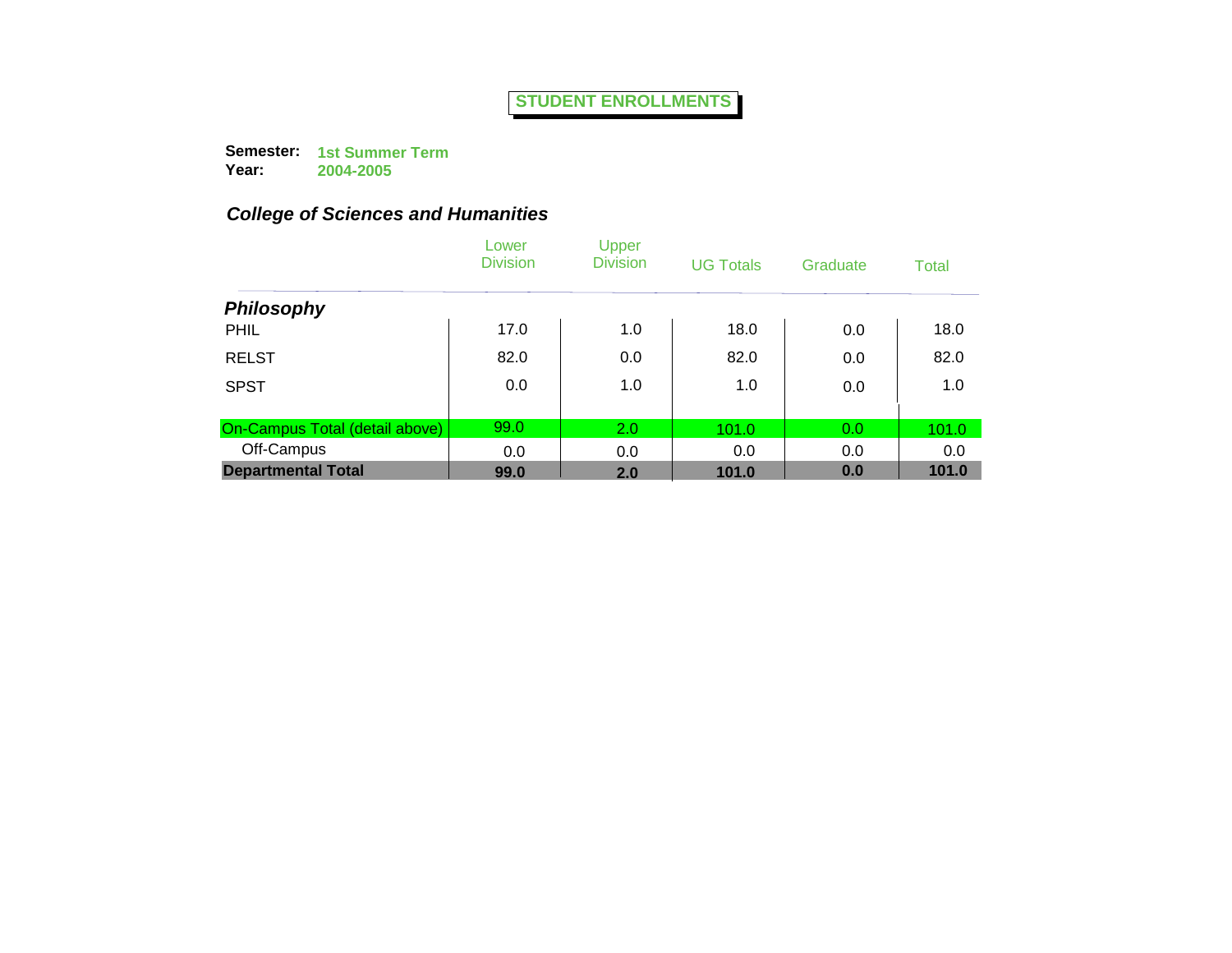# STUDENT ENROLLMENTS

**Semester:** **1st Summer Term**
**Year:** **2004-2005**

## *College of Sciences and Humanities*

| | Lower Division | Upper Division | UG Totals | Graduate | Total |
|---|---|---|---|---|---|
| ***Philosophy*** | | | | | |
| PHIL | 17.0 | 1.0 | 18.0 | 0.0 | 18.0 |
| RELST | 82.0 | 0.0 | 82.0 | 0.0 | 82.0 |
| SPST | 0.0 | 1.0 | 1.0 | 0.0 | 1.0 |
| On-Campus Total (detail above) | 99.0 | 2.0 | 101.0 | 0.0 | 101.0 |
| Off-Campus | 0.0 | 0.0 | 0.0 | 0.0 | 0.0 |
| **Departmental Total** | **99.0** | **2.0** | **101.0** | **0.0** | **101.0** |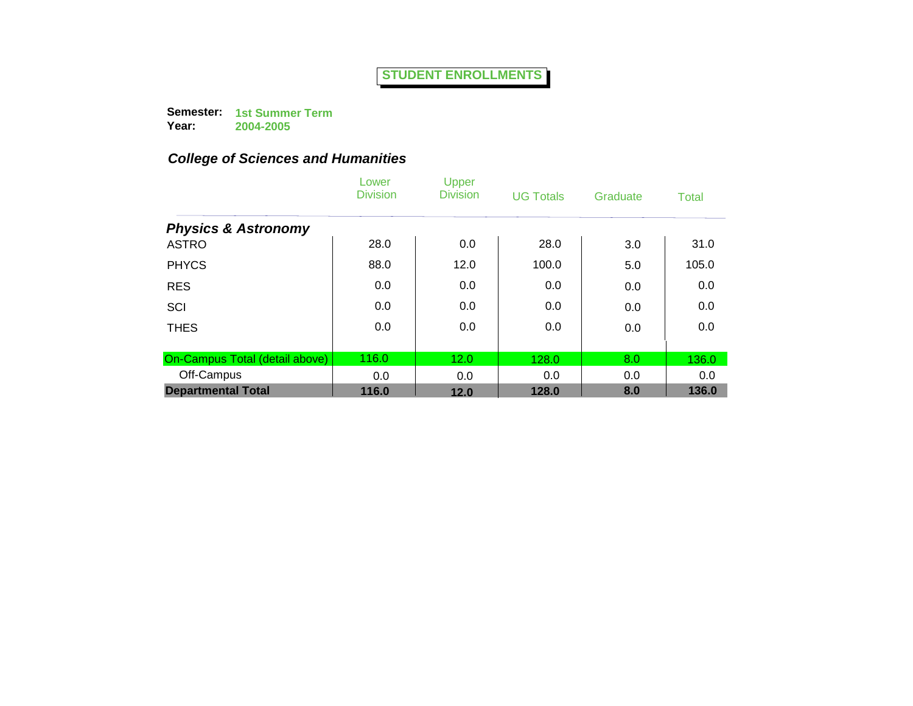# STUDENT ENROLLMENTS

**Semester:** 1st Summer Term
**Year:** 2004-2005

## *College of Sciences and Humanities*

| | Lower Division | Upper Division | UG Totals | Graduate | Total |
|---|---|---|---|---|---|
| ***Physics & Astronomy*** | | | | | |
| ASTRO | 28.0 | 0.0 | 28.0 | 3.0 | 31.0 |
| PHYCS | 88.0 | 12.0 | 100.0 | 5.0 | 105.0 |
| RES | 0.0 | 0.0 | 0.0 | 0.0 | 0.0 |
| SCI | 0.0 | 0.0 | 0.0 | 0.0 | 0.0 |
| THES | 0.0 | 0.0 | 0.0 | 0.0 | 0.0 |
| On-Campus Total (detail above) | 116.0 | 12.0 | 128.0 | 8.0 | 136.0 |
| Off-Campus | 0.0 | 0.0 | 0.0 | 0.0 | 0.0 |
| **Departmental Total** | **116.0** | **12.0** | **128.0** | **8.0** | **136.0** |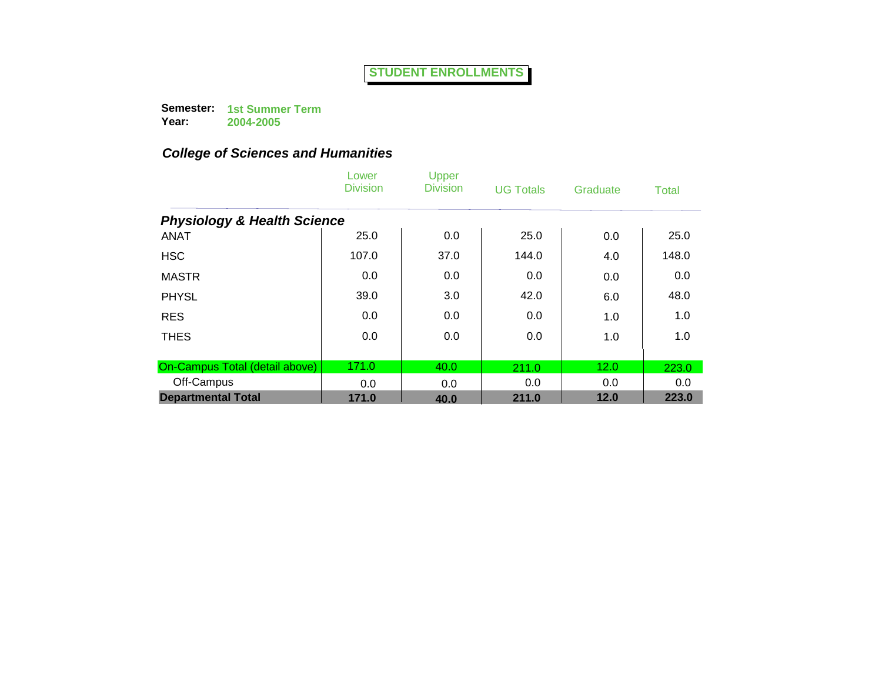**STUDENT ENROLLMENTS**

**Semester:** 1st Summer Term
**Year:** 2004-2005

### *College of Sciences and Humanities*

| | Lower Division | Upper Division | UG Totals | Graduate | Total |
|---|---|---|---|---|---|
| ***Physiology & Health Science*** | | | | | |
| ANAT | 25.0 | 0.0 | 25.0 | 0.0 | 25.0 |
| HSC | 107.0 | 37.0 | 144.0 | 4.0 | 148.0 |
| MASTR | 0.0 | 0.0 | 0.0 | 0.0 | 0.0 |
| PHYSL | 39.0 | 3.0 | 42.0 | 6.0 | 48.0 |
| RES | 0.0 | 0.0 | 0.0 | 1.0 | 1.0 |
| THES | 0.0 | 0.0 | 0.0 | 1.0 | 1.0 |
| On-Campus Total (detail above) | 171.0 | 40.0 | 211.0 | 12.0 | 223.0 |
| Off-Campus | 0.0 | 0.0 | 0.0 | 0.0 | 0.0 |
| **Departmental Total** | **171.0** | **40.0** | **211.0** | **12.0** | **223.0** |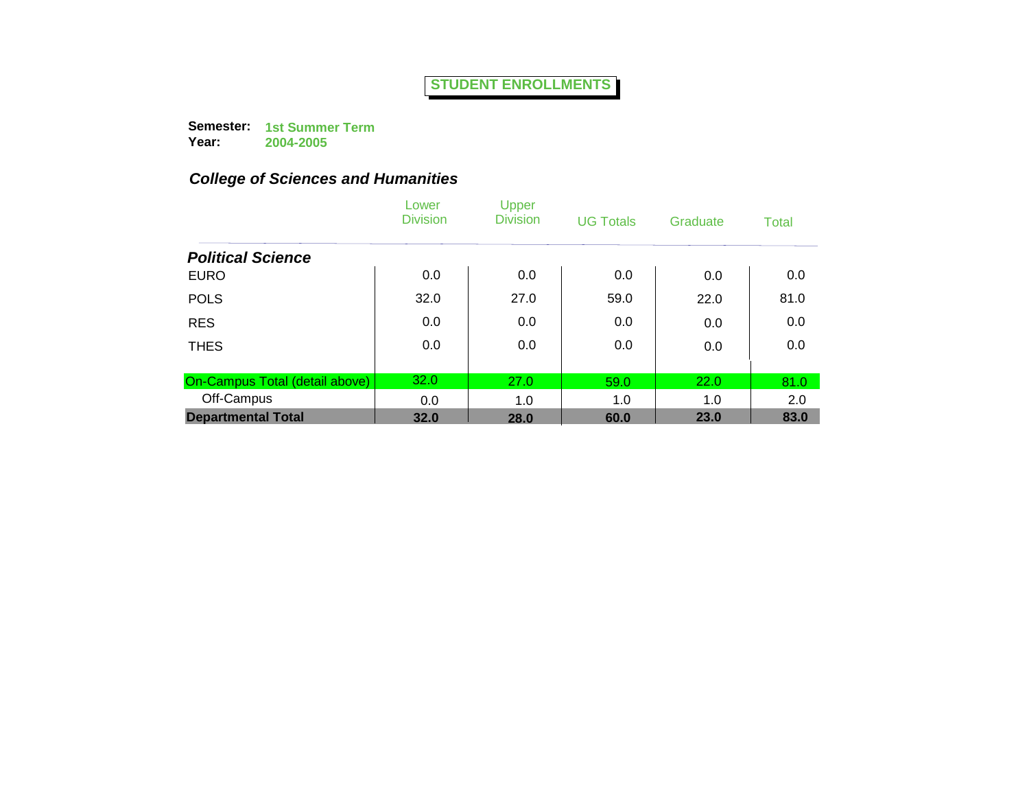# STUDENT ENROLLMENTS

**Semester:** **1st Summer Term**
**Year:** **2004-2005**

## *College of Sciences and Humanities*

| | Lower Division | Upper Division | UG Totals | Graduate | Total |
|---|---|---|---|---|---|
| ***Political Science*** | | | | | |
| EURO | 0.0 | 0.0 | 0.0 | 0.0 | 0.0 |
| POLS | 32.0 | 27.0 | 59.0 | 22.0 | 81.0 |
| RES | 0.0 | 0.0 | 0.0 | 0.0 | 0.0 |
| THES | 0.0 | 0.0 | 0.0 | 0.0 | 0.0 |
| On-Campus Total (detail above) | 32.0 | 27.0 | 59.0 | 22.0 | 81.0 |
| Off-Campus | 0.0 | 1.0 | 1.0 | 1.0 | 2.0 |
| **Departmental Total** | **32.0** | **28.0** | **60.0** | **23.0** | **83.0** |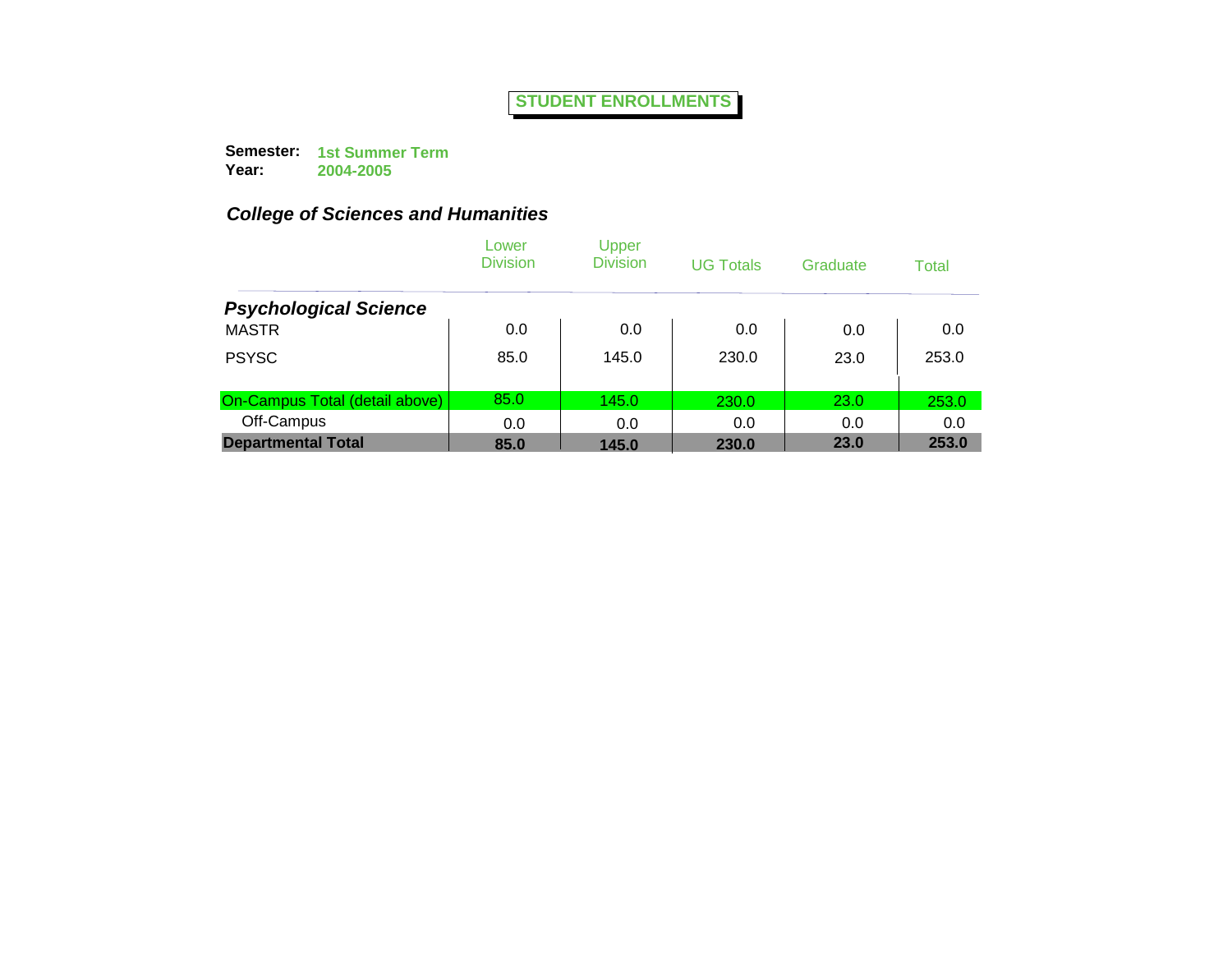# STUDENT ENROLLMENTS

**Semester:** **1st Summer Term**
**Year:** **2004-2005**

## *College of Sciences and Humanities*

| | Lower Division | Upper Division | UG Totals | Graduate | Total |
|---|---|---|---|---|---|
| ***Psychological Science*** | | | | | |
| MASTR | 0.0 | 0.0 | 0.0 | 0.0 | 0.0 |
| PSYSC | 85.0 | 145.0 | 230.0 | 23.0 | 253.0 |
| On-Campus Total (detail above) | 85.0 | 145.0 | 230.0 | 23.0 | 253.0 |
| Off-Campus | 0.0 | 0.0 | 0.0 | 0.0 | 0.0 |
| **Departmental Total** | **85.0** | **145.0** | **230.0** | **23.0** | **253.0** |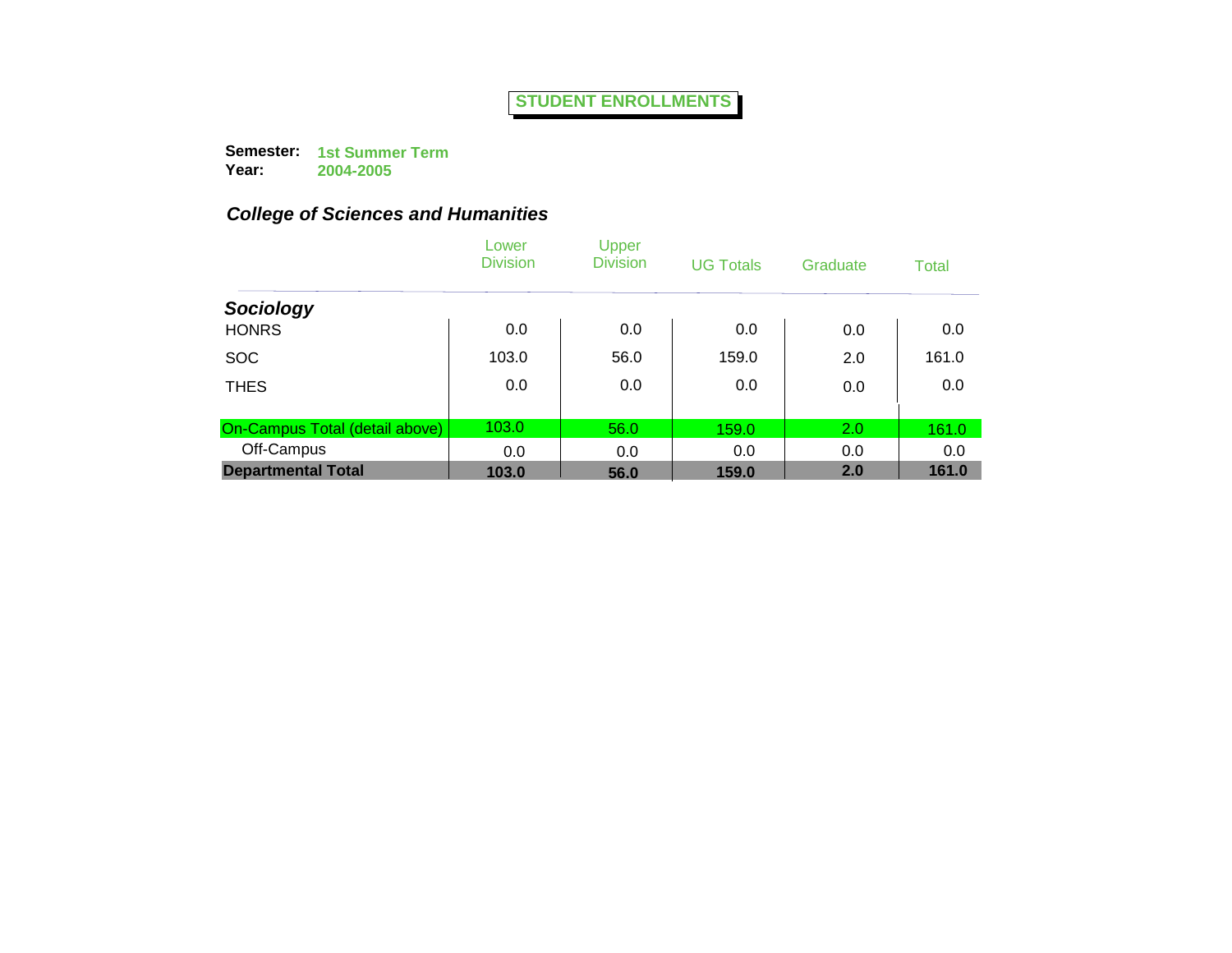# STUDENT ENROLLMENTS

**Semester:** **1st Summer Term**
**Year:** **2004-2005**

## *College of Sciences and Humanities*

| | Lower Division | Upper Division | UG Totals | Graduate | Total |
|---|---|---|---|---|---|
| ***Sociology*** | | | | | |
| HONRS | 0.0 | 0.0 | 0.0 | 0.0 | 0.0 |
| SOC | 103.0 | 56.0 | 159.0 | 2.0 | 161.0 |
| THES | 0.0 | 0.0 | 0.0 | 0.0 | 0.0 |
| On-Campus Total (detail above) | 103.0 | 56.0 | 159.0 | 2.0 | 161.0 |
| Off-Campus | 0.0 | 0.0 | 0.0 | 0.0 | 0.0 |
| **Departmental Total** | **103.0** | **56.0** | **159.0** | **2.0** | **161.0** |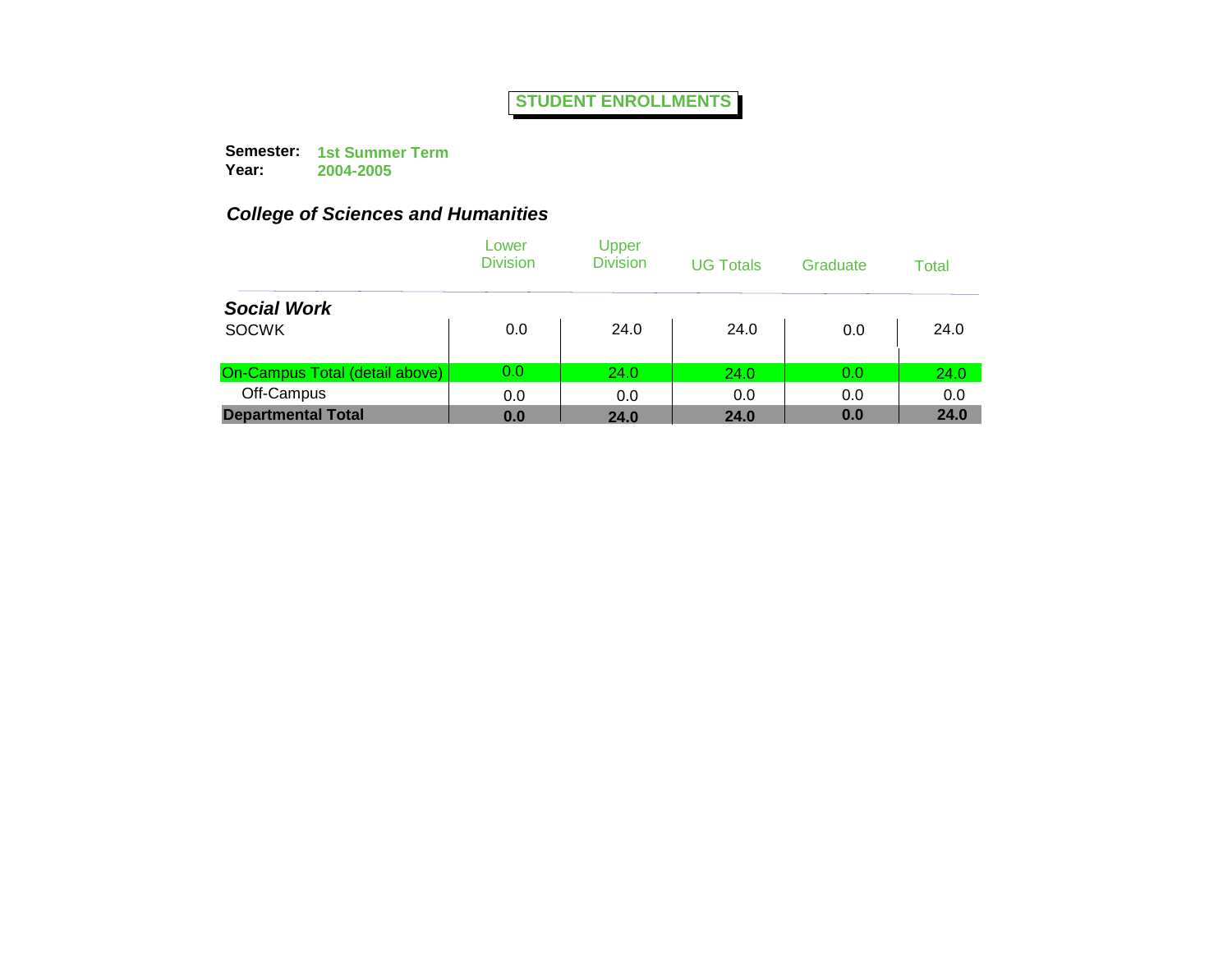# STUDENT ENROLLMENTS

**Semester:** **1st Summer Term**
**Year:** **2004-2005**

***College of Sciences and Humanities***

| | Lower Division | Upper Division | UG Totals | Graduate | Total |
|---|---|---|---|---|---|
| ***Social Work*** | | | | | |
| SOCWK | 0.0 | 24.0 | 24.0 | 0.0 | 24.0 |
| On-Campus Total (detail above) | 0.0 | 24.0 | 24.0 | 0.0 | 24.0 |
| Off-Campus | 0.0 | 0.0 | 0.0 | 0.0 | 0.0 |
| **Departmental Total** | **0.0** | **24.0** | **24.0** | **0.0** | **24.0** |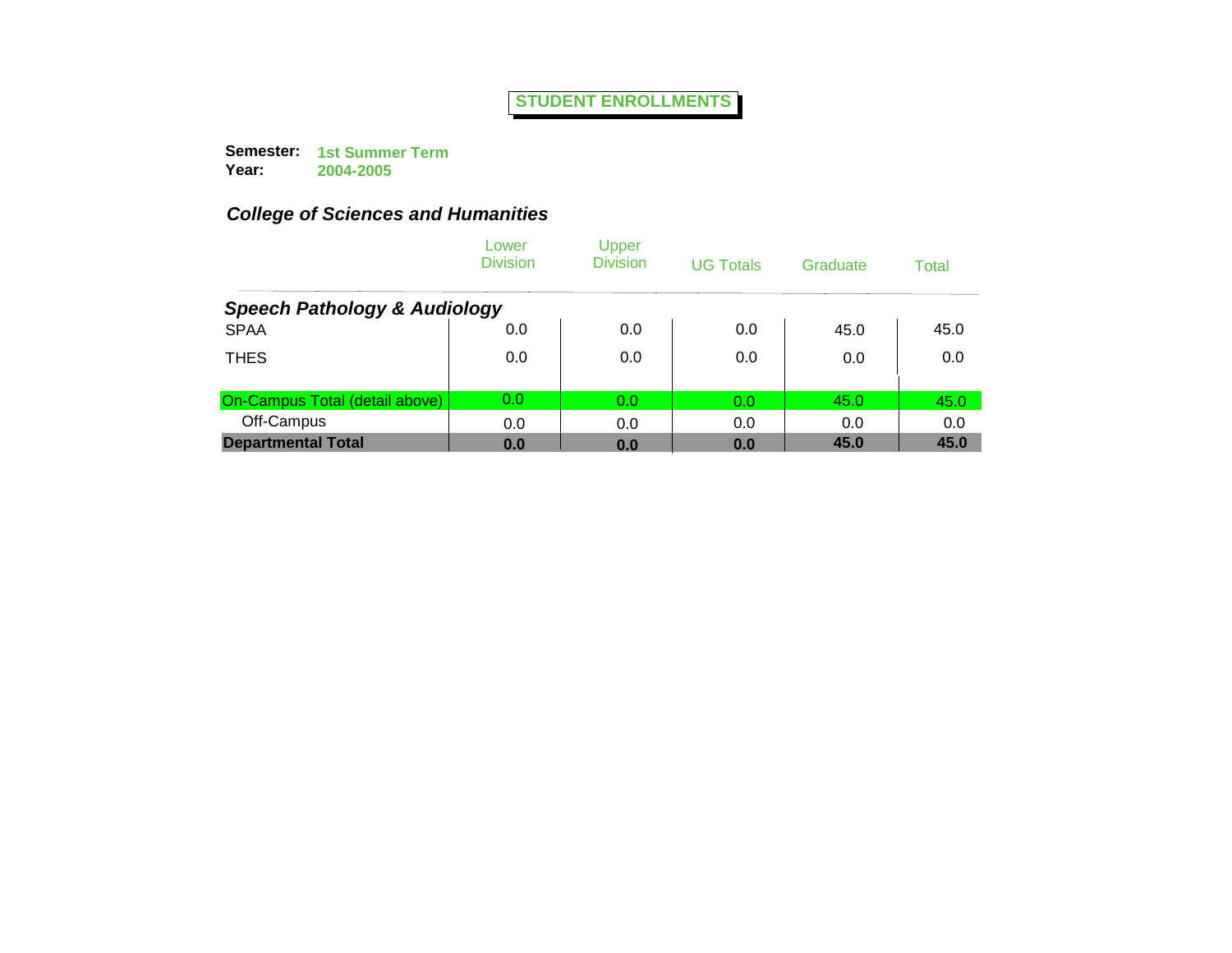# STUDENT ENROLLMENTS

**Semester:** **1st Summer Term**
**Year:** **2004-2005**

## *College of Sciences and Humanities*

| | Lower Division | Upper Division | UG Totals | Graduate | Total |
|---|---|---|---|---|---|
| ***Speech Pathology & Audiology*** | | | | | |
| SPAA | 0.0 | 0.0 | 0.0 | 45.0 | 45.0 |
| THES | 0.0 | 0.0 | 0.0 | 0.0 | 0.0 |
| On-Campus Total (detail above) | 0.0 | 0.0 | 0.0 | 45.0 | 45.0 |
| Off-Campus | 0.0 | 0.0 | 0.0 | 0.0 | 0.0 |
| **Departmental Total** | **0.0** | **0.0** | **0.0** | **45.0** | **45.0** |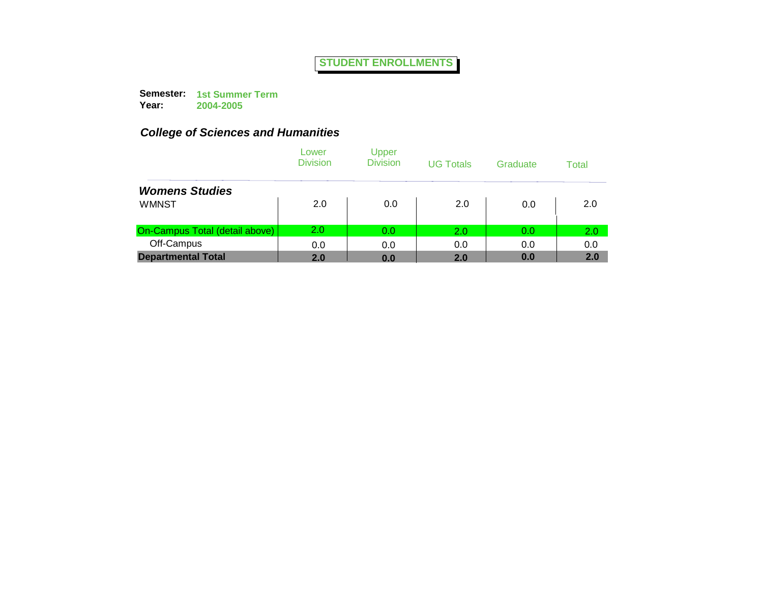# STUDENT ENROLLMENTS

**Semester:** **1st Summer Term**
**Year:** **2004-2005**

## *College of Sciences and Humanities*

| | Lower Division | Upper Division | UG Totals | Graduate | Total |
|---|---|---|---|---|---|
| ***Womens Studies*** | | | | | |
| WMNST | 2.0 | 0.0 | 2.0 | 0.0 | 2.0 |
| On-Campus Total (detail above) | 2.0 | 0.0 | 2.0 | 0.0 | 2.0 |
| Off-Campus | 0.0 | 0.0 | 0.0 | 0.0 | 0.0 |
| **Departmental Total** | **2.0** | **0.0** | **2.0** | **0.0** | **2.0** |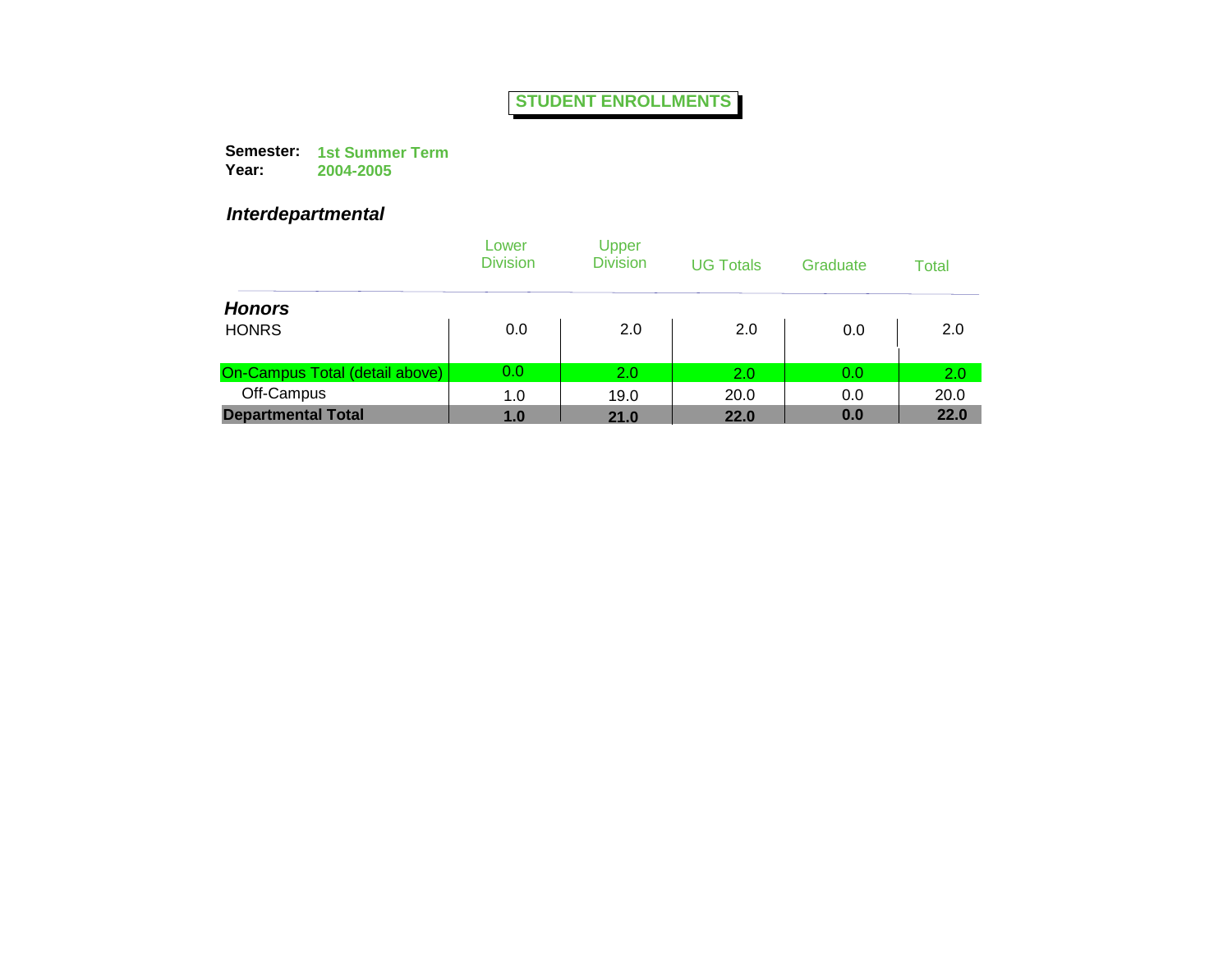# STUDENT ENROLLMENTS

**Semester:** **1st Summer Term**
**Year:** **2004-2005**

## *Interdepartmental*

| | Lower Division | Upper Division | UG Totals | Graduate | Total |
|---|---|---|---|---|---|
| ***Honors*** | | | | | |
| HONRS | 0.0 | 2.0 | 2.0 | 0.0 | 2.0 |
| On-Campus Total (detail above) | 0.0 | 2.0 | 2.0 | 0.0 | 2.0 |
| Off-Campus | 1.0 | 19.0 | 20.0 | 0.0 | 20.0 |
| **Departmental Total** | **1.0** | **21.0** | **22.0** | **0.0** | **22.0** |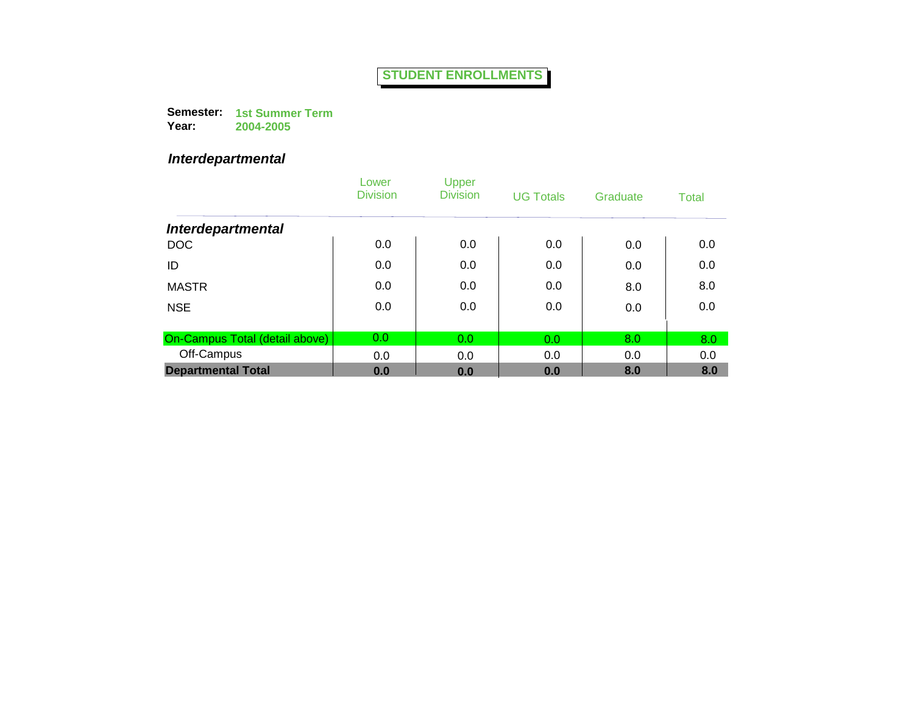# STUDENT ENROLLMENTS

**Semester:** **1st Summer Term**
**Year:** **2004-2005**

## *Interdepartmental*

| | Lower Division | Upper Division | UG Totals | Graduate | Total |
|---|---|---|---|---|---|
| ***Interdepartmental*** | | | | | |
| DOC | 0.0 | 0.0 | 0.0 | 0.0 | 0.0 |
| ID | 0.0 | 0.0 | 0.0 | 0.0 | 0.0 |
| MASTR | 0.0 | 0.0 | 0.0 | 8.0 | 8.0 |
| NSE | 0.0 | 0.0 | 0.0 | 0.0 | 0.0 |
| On-Campus Total (detail above) | 0.0 | 0.0 | 0.0 | 8.0 | 8.0 |
| Off-Campus | 0.0 | 0.0 | 0.0 | 0.0 | 0.0 |
| **Departmental Total** | **0.0** | **0.0** | **0.0** | **8.0** | **8.0** |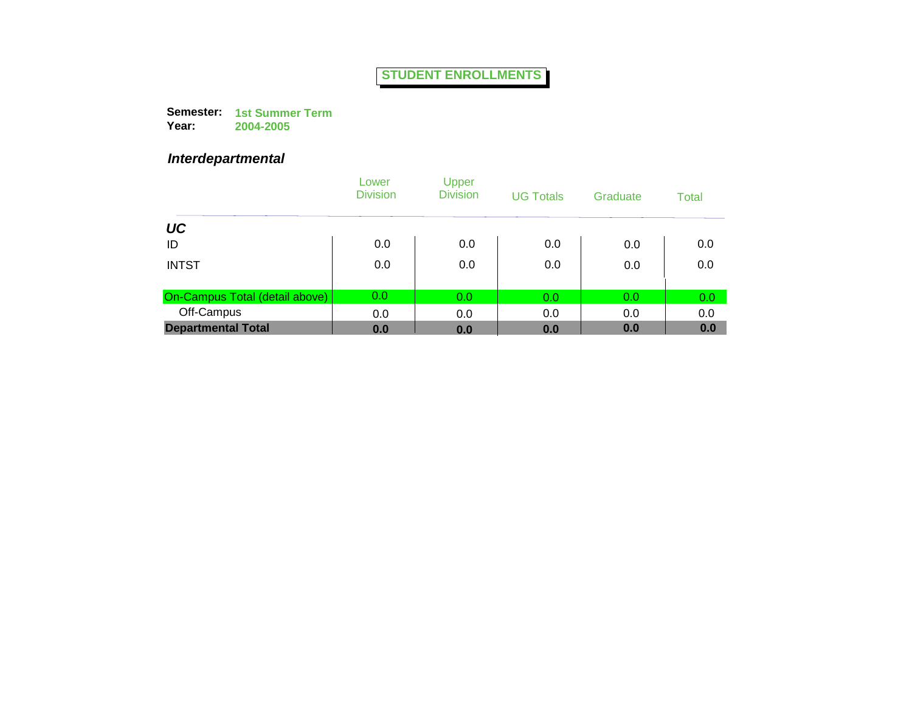# STUDENT ENROLLMENTS

**Semester:** 1st Summer Term
**Year:** 2004-2005

***Interdepartmental***

| | Lower Division | Upper Division | UG Totals | Graduate | Total |
|---|---|---|---|---|---|
| ***UC*** | | | | | |
| ID | 0.0 | 0.0 | 0.0 | 0.0 | 0.0 |
| INTST | 0.0 | 0.0 | 0.0 | 0.0 | 0.0 |
| On-Campus Total (detail above) | 0.0 | 0.0 | 0.0 | 0.0 | 0.0 |
| Off-Campus | 0.0 | 0.0 | 0.0 | 0.0 | 0.0 |
| **Departmental Total** | **0.0** | **0.0** | **0.0** | **0.0** | **0.0** |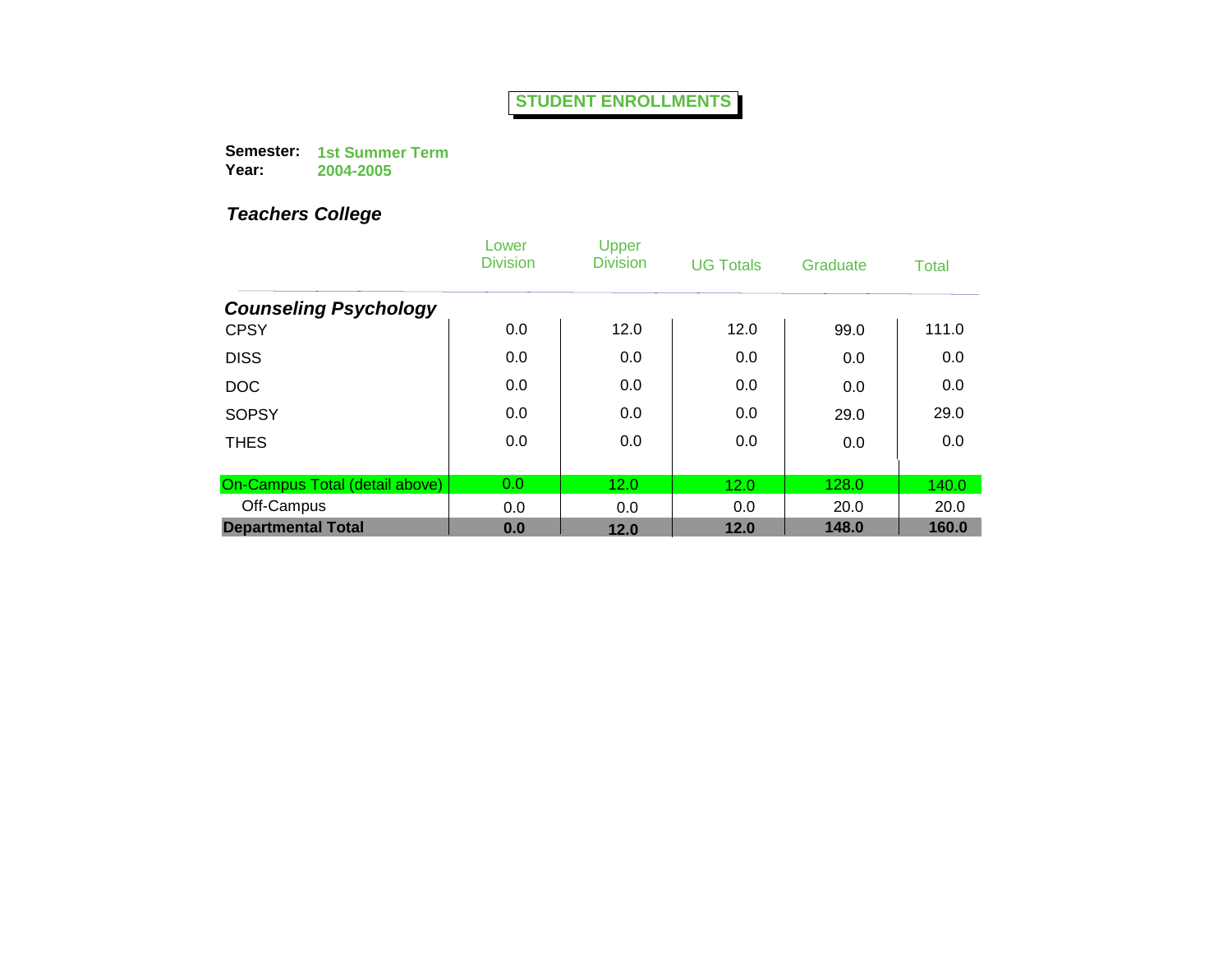**STUDENT ENROLLMENTS**

**Semester:** **1st Summer Term**
**Year:** **2004-2005**

## *Teachers College*

| | Lower Division | Upper Division | UG Totals | Graduate | Total |
|---|---|---|---|---|---|
| ***Counseling Psychology*** | | | | | |
| CPSY | 0.0 | 12.0 | 12.0 | 99.0 | 111.0 |
| DISS | 0.0 | 0.0 | 0.0 | 0.0 | 0.0 |
| DOC | 0.0 | 0.0 | 0.0 | 0.0 | 0.0 |
| SOPSY | 0.0 | 0.0 | 0.0 | 29.0 | 29.0 |
| THES | 0.0 | 0.0 | 0.0 | 0.0 | 0.0 |
| On-Campus Total (detail above) | 0.0 | 12.0 | 12.0 | 128.0 | 140.0 |
| Off-Campus | 0.0 | 0.0 | 0.0 | 20.0 | 20.0 |
| **Departmental Total** | **0.0** | **12.0** | **12.0** | **148.0** | **160.0** |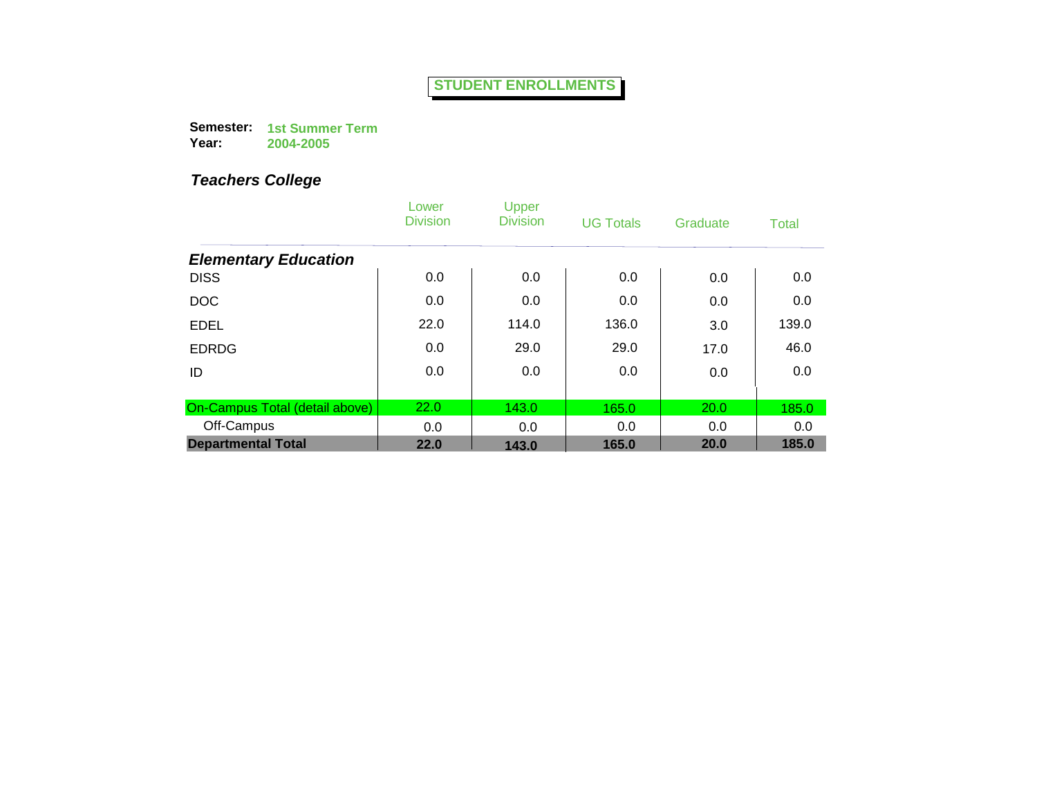# STUDENT ENROLLMENTS

**Semester:** **1st Summer Term**
**Year:** **2004-2005**

## *Teachers College*

| | Lower Division | Upper Division | UG Totals | Graduate | Total |
|---|---|---|---|---|---|
| ***Elementary Education*** | | | | | |
| DISS | 0.0 | 0.0 | 0.0 | 0.0 | 0.0 |
| DOC | 0.0 | 0.0 | 0.0 | 0.0 | 0.0 |
| EDEL | 22.0 | 114.0 | 136.0 | 3.0 | 139.0 |
| EDRDG | 0.0 | 29.0 | 29.0 | 17.0 | 46.0 |
| ID | 0.0 | 0.0 | 0.0 | 0.0 | 0.0 |
| On-Campus Total (detail above) | 22.0 | 143.0 | 165.0 | 20.0 | 185.0 |
| Off-Campus | 0.0 | 0.0 | 0.0 | 0.0 | 0.0 |
| **Departmental Total** | **22.0** | **143.0** | **165.0** | **20.0** | **185.0** |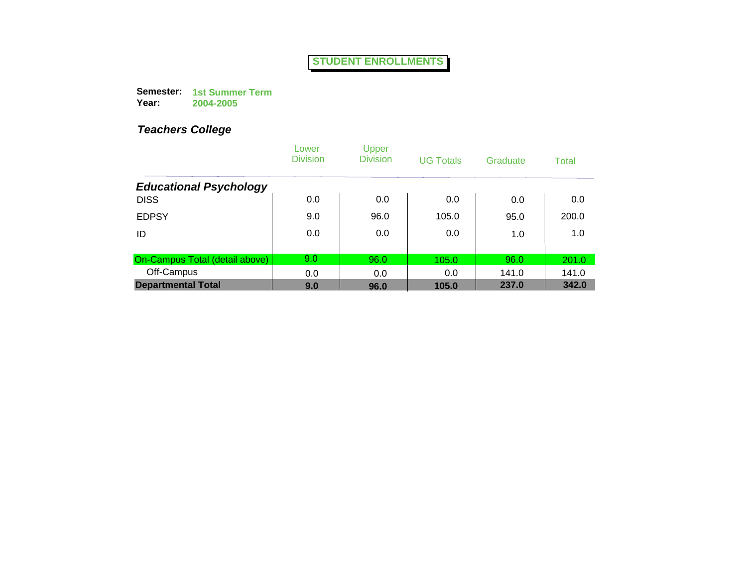# STUDENT ENROLLMENTS

**Semester:** **1st Summer Term**
**Year:** **2004-2005**

## *Teachers College*

| | Lower Division | Upper Division | UG Totals | Graduate | Total |
|---|---|---|---|---|---|
| ***Educational Psychology*** | | | | | |
| DISS | 0.0 | 0.0 | 0.0 | 0.0 | 0.0 |
| EDPSY | 9.0 | 96.0 | 105.0 | 95.0 | 200.0 |
| ID | 0.0 | 0.0 | 0.0 | 1.0 | 1.0 |
| On-Campus Total (detail above) | 9.0 | 96.0 | 105.0 | 96.0 | 201.0 |
| Off-Campus | 0.0 | 0.0 | 0.0 | 141.0 | 141.0 |
| **Departmental Total** | **9.0** | **96.0** | **105.0** | **237.0** | **342.0** |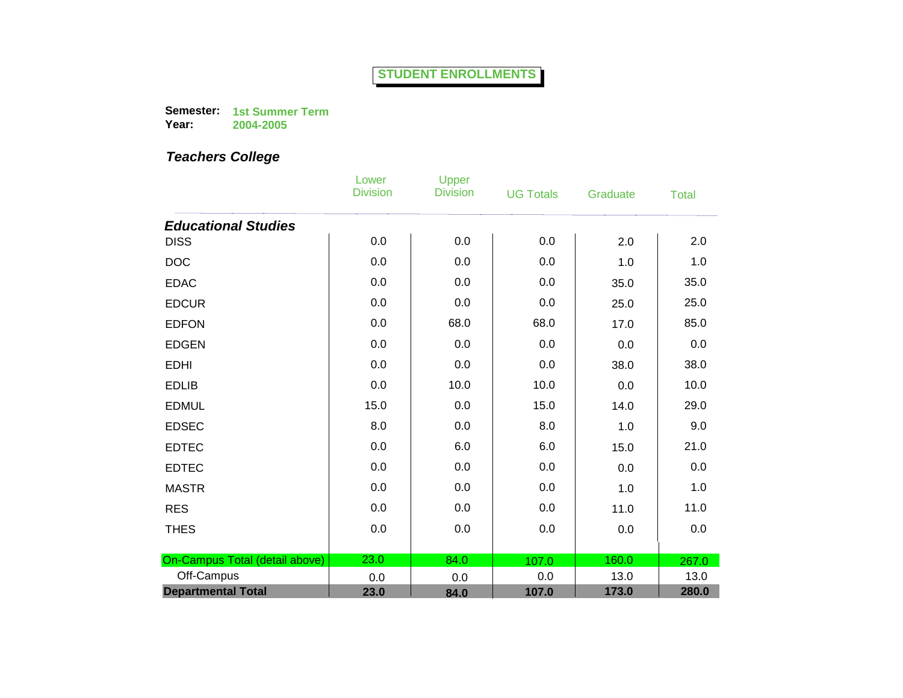# STUDENT ENROLLMENTS

**Semester:** **1st Summer Term**
**Year:** **2004-2005**

## *Teachers College*

| | Lower Division | Upper Division | UG Totals | Graduate | Total |
|---|---|---|---|---|---|
| ***Educational Studies*** | | | | | |
| DISS | 0.0 | 0.0 | 0.0 | 2.0 | 2.0 |
| DOC | 0.0 | 0.0 | 0.0 | 1.0 | 1.0 |
| EDAC | 0.0 | 0.0 | 0.0 | 35.0 | 35.0 |
| EDCUR | 0.0 | 0.0 | 0.0 | 25.0 | 25.0 |
| EDFON | 0.0 | 68.0 | 68.0 | 17.0 | 85.0 |
| EDGEN | 0.0 | 0.0 | 0.0 | 0.0 | 0.0 |
| EDHI | 0.0 | 0.0 | 0.0 | 38.0 | 38.0 |
| EDLIB | 0.0 | 10.0 | 10.0 | 0.0 | 10.0 |
| EDMUL | 15.0 | 0.0 | 15.0 | 14.0 | 29.0 |
| EDSEC | 8.0 | 0.0 | 8.0 | 1.0 | 9.0 |
| EDTEC | 0.0 | 6.0 | 6.0 | 15.0 | 21.0 |
| EDTEC | 0.0 | 0.0 | 0.0 | 0.0 | 0.0 |
| MASTR | 0.0 | 0.0 | 0.0 | 1.0 | 1.0 |
| RES | 0.0 | 0.0 | 0.0 | 11.0 | 11.0 |
| THES | 0.0 | 0.0 | 0.0 | 0.0 | 0.0 |
| On-Campus Total (detail above) | 23.0 | 84.0 | 107.0 | 160.0 | 267.0 |
| Off-Campus | 0.0 | 0.0 | 0.0 | 13.0 | 13.0 |
| **Departmental Total** | **23.0** | **84.0** | **107.0** | **173.0** | **280.0** |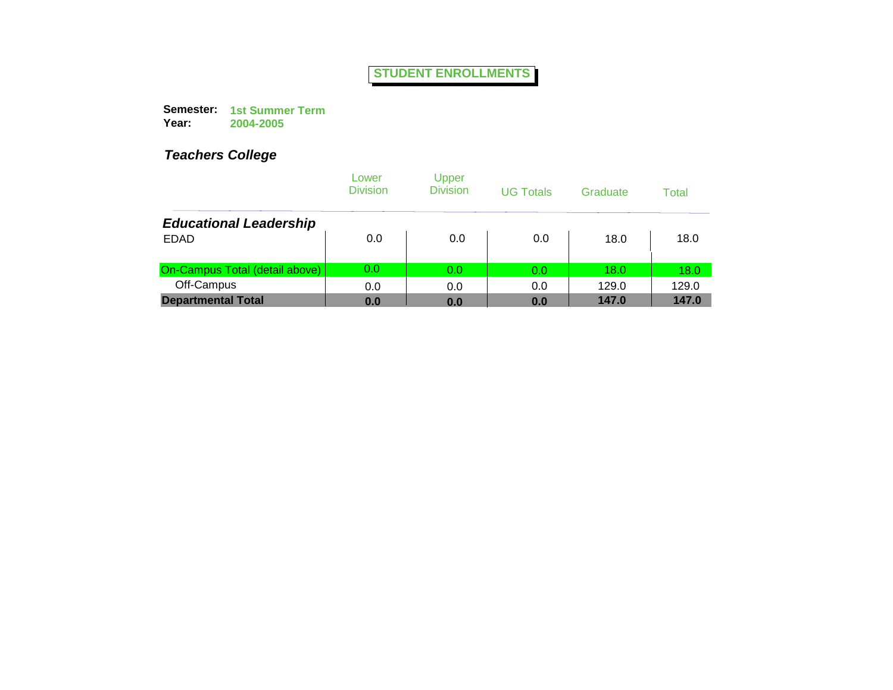# STUDENT ENROLLMENTS

**Semester:** 1st Summer Term
**Year:** 2004-2005

## *Teachers College*

| | Lower Division | Upper Division | UG Totals | Graduate | Total |
|---|---|---|---|---|---|
| ***Educational Leadership*** | | | | | |
| EDAD | 0.0 | 0.0 | 0.0 | 18.0 | 18.0 |
| On-Campus Total (detail above) | 0.0 | 0.0 | 0.0 | 18.0 | 18.0 |
| Off-Campus | 0.0 | 0.0 | 0.0 | 129.0 | 129.0 |
| **Departmental Total** | **0.0** | **0.0** | **0.0** | **147.0** | **147.0** |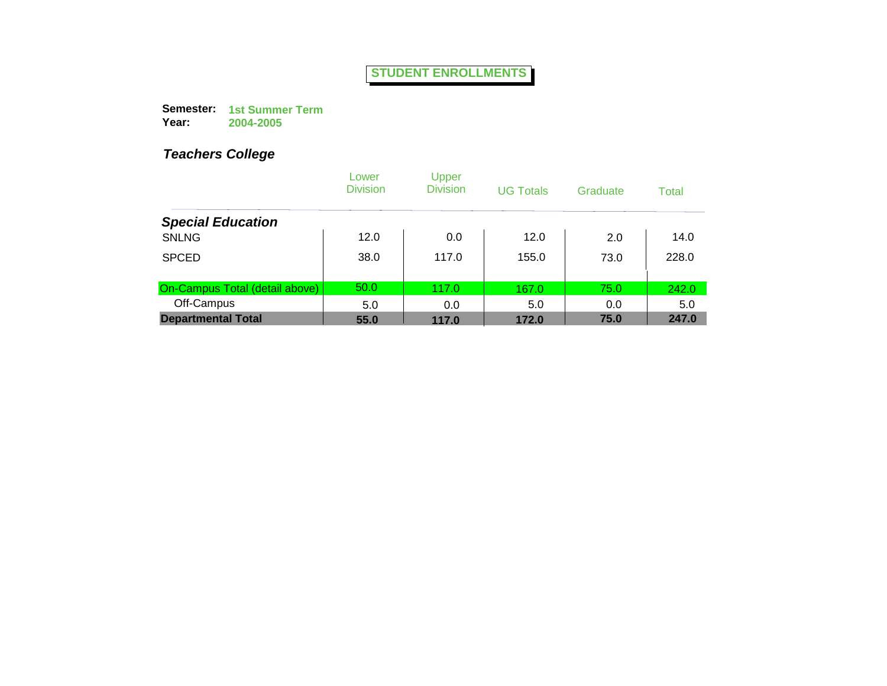## STUDENT ENROLLMENTS

**Semester:** **1st Summer Term**
**Year:** **2004-2005**

### *Teachers College*

| | Lower Division | Upper Division | UG Totals | Graduate | Total |
|---|---|---|---|---|---|
| ***Special Education*** | | | | | |
| SNLNG | 12.0 | 0.0 | 12.0 | 2.0 | 14.0 |
| SPCED | 38.0 | 117.0 | 155.0 | 73.0 | 228.0 |
| On-Campus Total (detail above) | 50.0 | 117.0 | 167.0 | 75.0 | 242.0 |
| Off-Campus | 5.0 | 0.0 | 5.0 | 0.0 | 5.0 |
| **Departmental Total** | **55.0** | **117.0** | **172.0** | **75.0** | **247.0** |